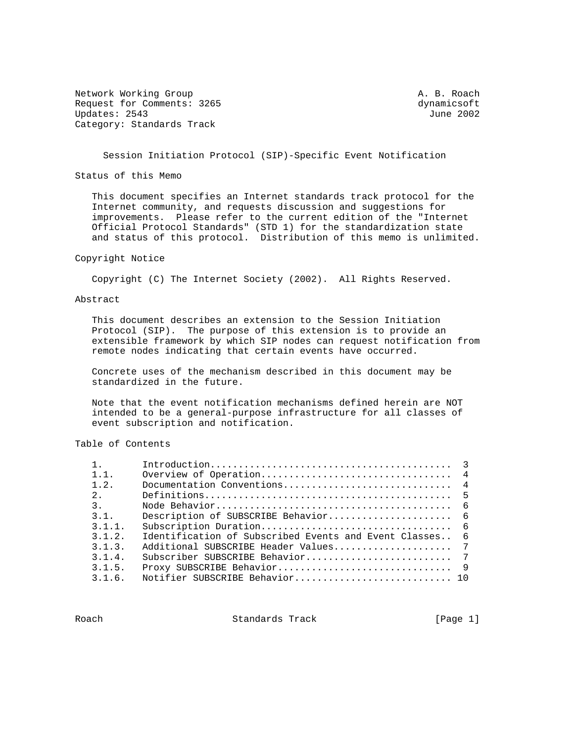Network Working Group A. B. Roach
Request for Comments: 3265 dynamicsoft
Updates: 2543 June 2002
Category: Standards Track

# Session Initiation Protocol (SIP)-Specific Event Notification

## Status of this Memo

This document specifies an Internet standards track protocol for the Internet community, and requests discussion and suggestions for improvements. Please refer to the current edition of the "Internet Official Protocol Standards" (STD 1) for the standardization state and status of this protocol. Distribution of this memo is unlimited.

## Copyright Notice

Copyright (C) The Internet Society (2002). All Rights Reserved.

## Abstract

This document describes an extension to the Session Initiation Protocol (SIP). The purpose of this extension is to provide an extensible framework by which SIP nodes can request notification from remote nodes indicating that certain events have occurred.

Concrete uses of the mechanism described in this document may be standardized in the future.

Note that the event notification mechanisms defined herein are NOT intended to be a general-purpose infrastructure for all classes of event subscription and notification.

## Table of Contents

```
1.       Introduction..........................................  3
1.1.     Overview of Operation.................................  4
1.2.     Documentation Conventions.............................  4
2.       Definitions...........................................  5
3.       Node Behavior.........................................  6
3.1.     Description of SUBSCRIBE Behavior.....................  6
3.1.1.   Subscription Duration.................................  6
3.1.2.   Identification of Subscribed Events and Event Classes..  6
3.1.3.   Additional SUBSCRIBE Header Values....................  7
3.1.4.   Subscriber SUBSCRIBE Behavior.........................  7
3.1.5.   Proxy SUBSCRIBE Behavior..............................  9
3.1.6.   Notifier SUBSCRIBE Behavior........................... 10
```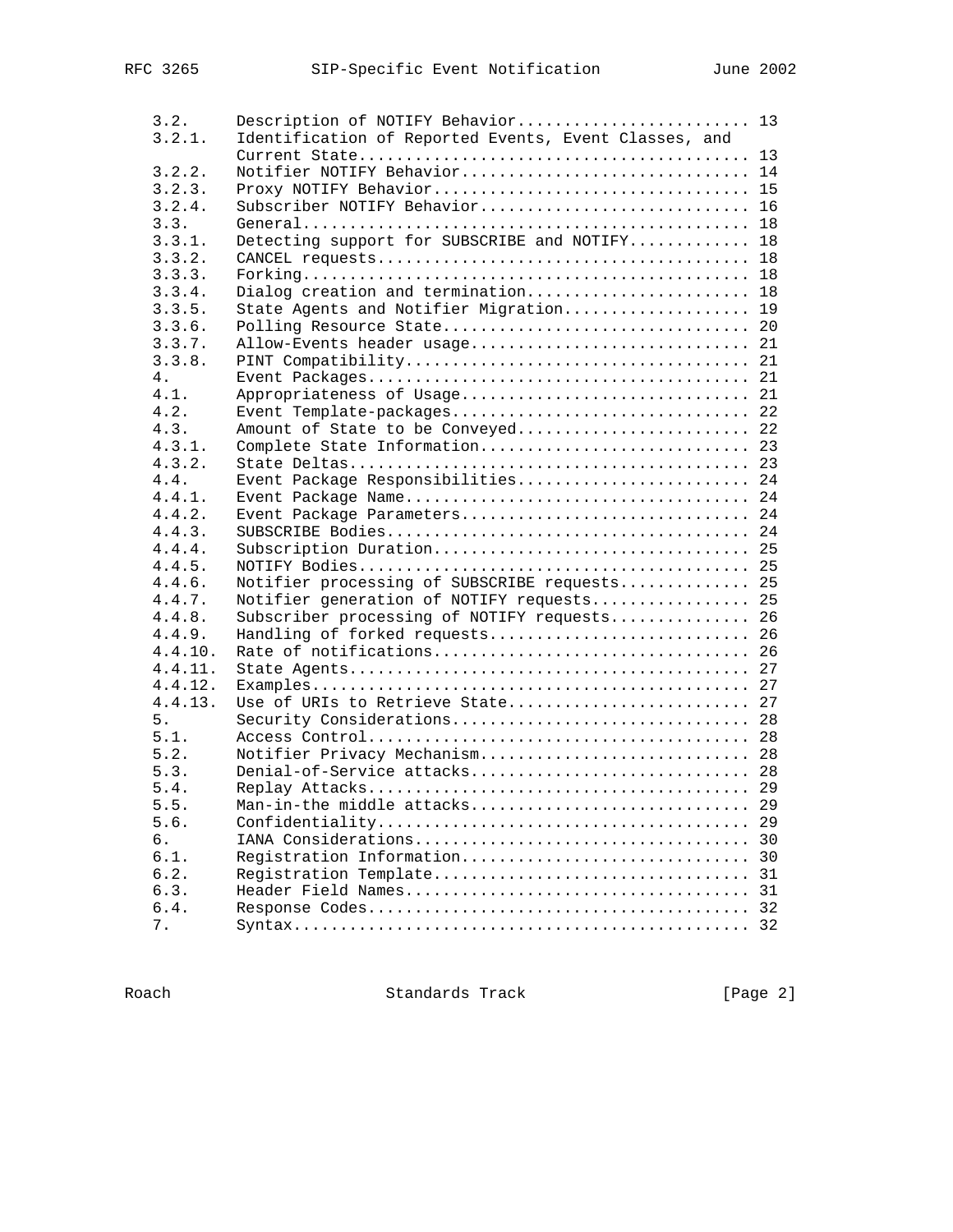```
   3.2.     Description of NOTIFY Behavior.........................  13
   3.2.1.   Identification of Reported Events, Event Classes, and
            Current State..........................................  13
   3.2.2.   Notifier NOTIFY Behavior...............................  14
   3.2.3.   Proxy NOTIFY Behavior..................................  15
   3.2.4.   Subscriber NOTIFY Behavior.............................  16
   3.3.     General................................................  18
   3.3.1.   Detecting support for SUBSCRIBE and NOTIFY.............  18
   3.3.2.   CANCEL requests........................................  18
   3.3.3.   Forking................................................  18
   3.3.4.   Dialog creation and termination........................  18
   3.3.5.   State Agents and Notifier Migration....................  19
   3.3.6.   Polling Resource State.................................  20
   3.3.7.   Allow-Events header usage..............................  21
   3.3.8.   PINT Compatibility.....................................  21
   4.       Event Packages.........................................  21
   4.1.     Appropriateness of Usage...............................  21
   4.2.     Event Template-packages................................  22
   4.3.     Amount of State to be Conveyed.........................  22
   4.3.1.   Complete State Information.............................  23
   4.3.2.   State Deltas...........................................  23
   4.4.     Event Package Responsibilities.........................  24
   4.4.1.   Event Package Name.....................................  24
   4.4.2.   Event Package Parameters...............................  24
   4.4.3.   SUBSCRIBE Bodies.......................................  24
   4.4.4.   Subscription Duration..................................  25
   4.4.5.   NOTIFY Bodies..........................................  25
   4.4.6.   Notifier processing of SUBSCRIBE requests..............  25
   4.4.7.   Notifier generation of NOTIFY requests.................  25
   4.4.8.   Subscriber processing of NOTIFY requests...............  26
   4.4.9.   Handling of forked requests............................  26
   4.4.10.  Rate of notifications..................................  26
   4.4.11.  State Agents...........................................  27
   4.4.12.  Examples...............................................  27
   4.4.13.  Use of URIs to Retrieve State..........................  27
   5.       Security Considerations................................  28
   5.1.     Access Control.........................................  28
   5.2.     Notifier Privacy Mechanism.............................  28
   5.3.     Denial-of-Service attacks..............................  28
   5.4.     Replay Attacks.........................................  29
   5.5.     Man-in-the middle attacks..............................  29
   5.6.     Confidentiality........................................  29
   6.       IANA Considerations....................................  30
   6.1.     Registration Information...............................  30
   6.2.     Registration Template..................................  31
   6.3.     Header Field Names.....................................  31
   6.4.     Response Codes.........................................  32
   7.       Syntax.................................................  32
```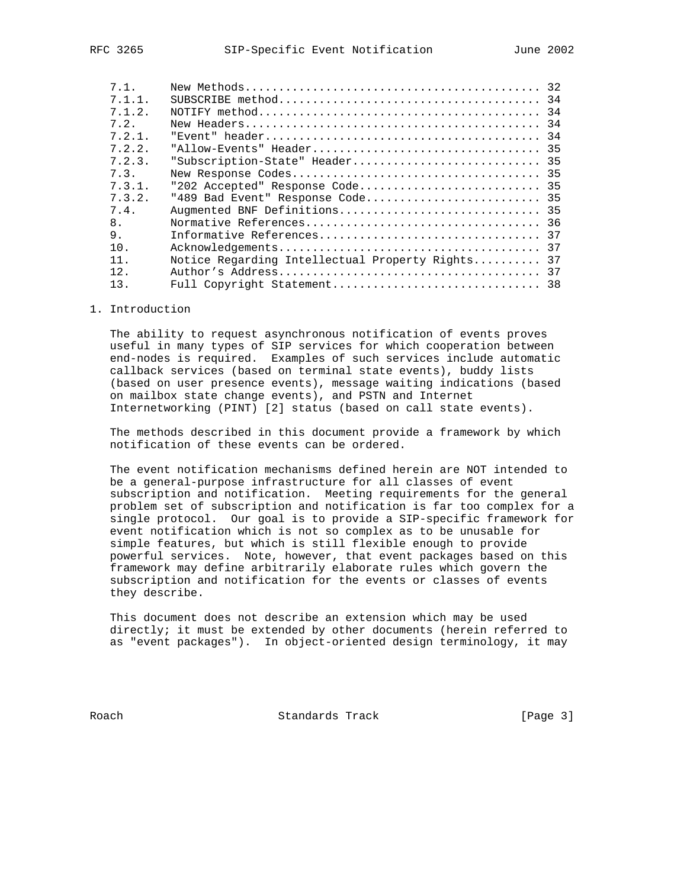| | | |
|---|---|---|
| 7.1. | New Methods | 32 |
| 7.1.1. | SUBSCRIBE method | 34 |
| 7.1.2. | NOTIFY method | 34 |
| 7.2. | New Headers | 34 |
| 7.2.1. | "Event" header | 34 |
| 7.2.2. | "Allow-Events" Header | 35 |
| 7.2.3. | "Subscription-State" Header | 35 |
| 7.3. | New Response Codes | 35 |
| 7.3.1. | "202 Accepted" Response Code | 35 |
| 7.3.2. | "489 Bad Event" Response Code | 35 |
| 7.4. | Augmented BNF Definitions | 35 |
| 8. | Normative References | 36 |
| 9. | Informative References | 37 |
| 10. | Acknowledgements | 37 |
| 11. | Notice Regarding Intellectual Property Rights | 37 |
| 12. | Author's Address | 37 |
| 13. | Full Copyright Statement | 38 |

# 1. Introduction

The ability to request asynchronous notification of events proves useful in many types of SIP services for which cooperation between end-nodes is required. Examples of such services include automatic callback services (based on terminal state events), buddy lists (based on user presence events), message waiting indications (based on mailbox state change events), and PSTN and Internet Internetworking (PINT) [2] status (based on call state events).

The methods described in this document provide a framework by which notification of these events can be ordered.

The event notification mechanisms defined herein are NOT intended to be a general-purpose infrastructure for all classes of event subscription and notification. Meeting requirements for the general problem set of subscription and notification is far too complex for a single protocol. Our goal is to provide a SIP-specific framework for event notification which is not so complex as to be unusable for simple features, but which is still flexible enough to provide powerful services. Note, however, that event packages based on this framework may define arbitrarily elaborate rules which govern the subscription and notification for the events or classes of events they describe.

This document does not describe an extension which may be used directly; it must be extended by other documents (herein referred to as "event packages"). In object-oriented design terminology, it may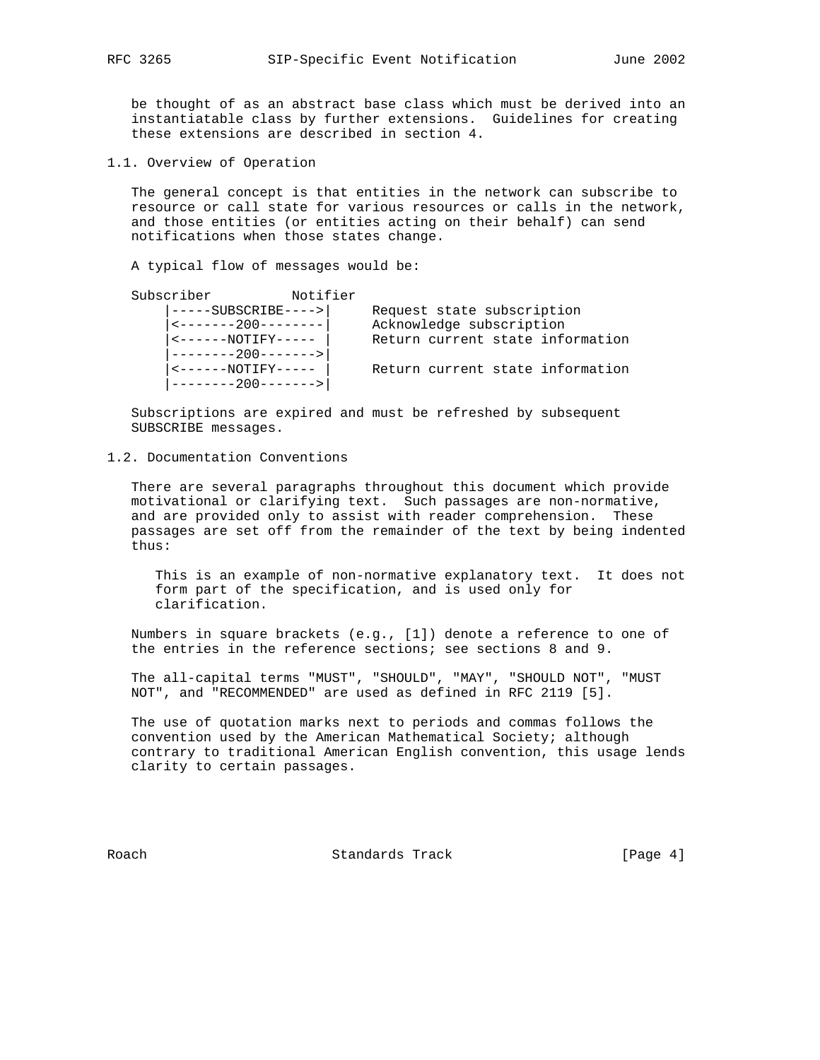be thought of as an abstract base class which must be derived into an instantiatable class by further extensions. Guidelines for creating these extensions are described in section 4.

### 1.1. Overview of Operation

The general concept is that entities in the network can subscribe to resource or call state for various resources or calls in the network, and those entities (or entities acting on their behalf) can send notifications when those states change.

A typical flow of messages would be:

```
Subscriber          Notifier
    |-----SUBSCRIBE---->|     Request state subscription
    |<-------200--------|     Acknowledge subscription
    |<------NOTIFY----- |     Return current state information
    |--------200------->|
    |<------NOTIFY----- |     Return current state information
    |--------200------->|
```

Subscriptions are expired and must be refreshed by subsequent SUBSCRIBE messages.

### 1.2. Documentation Conventions

There are several paragraphs throughout this document which provide motivational or clarifying text. Such passages are non-normative, and are provided only to assist with reader comprehension. These passages are set off from the remainder of the text by being indented thus:

> This is an example of non-normative explanatory text. It does not form part of the specification, and is used only for clarification.

Numbers in square brackets (e.g., [1]) denote a reference to one of the entries in the reference sections; see sections 8 and 9.

The all-capital terms "MUST", "SHOULD", "MAY", "SHOULD NOT", "MUST NOT", and "RECOMMENDED" are used as defined in RFC 2119 [5].

The use of quotation marks next to periods and commas follows the convention used by the American Mathematical Society; although contrary to traditional American English convention, this usage lends clarity to certain passages.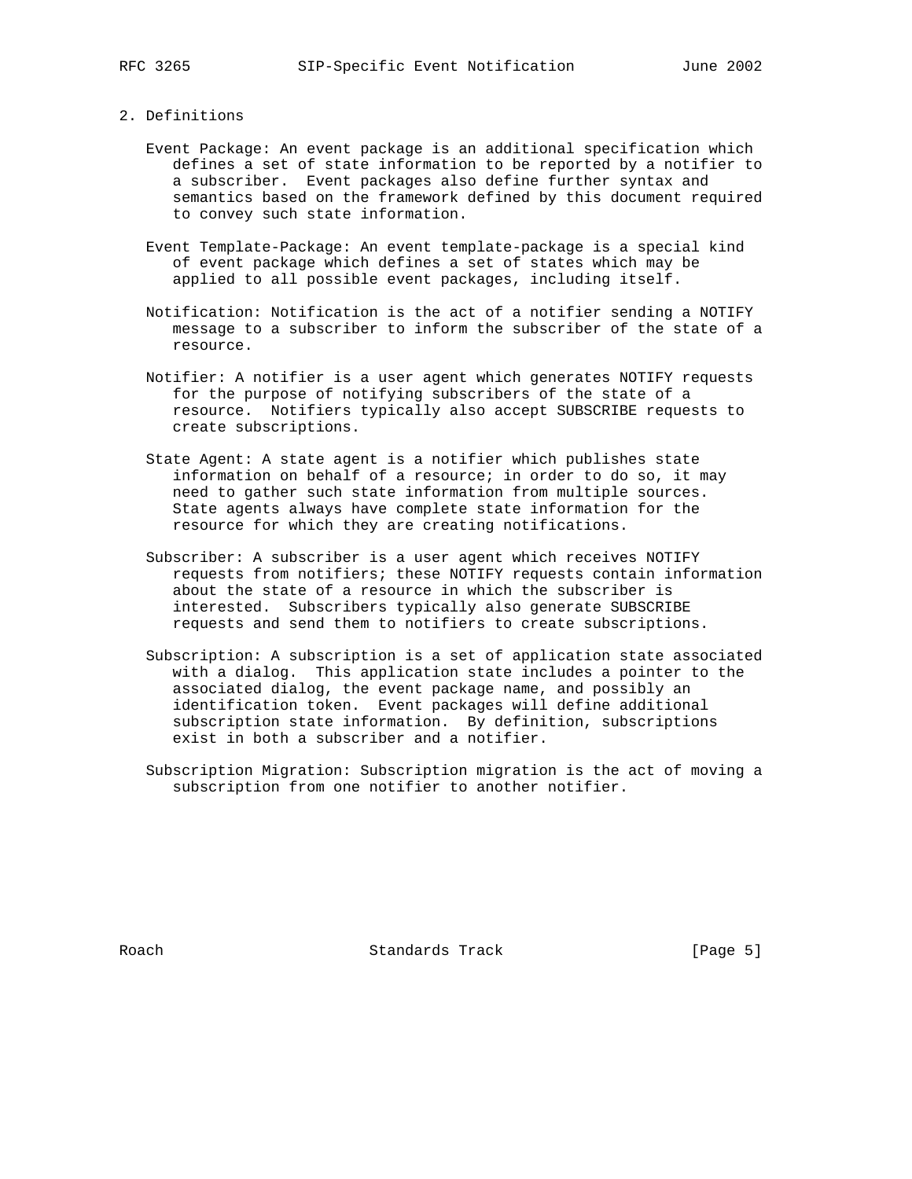## 2. Definitions

Event Package: An event package is an additional specification which defines a set of state information to be reported by a notifier to a subscriber. Event packages also define further syntax and semantics based on the framework defined by this document required to convey such state information.

Event Template-Package: An event template-package is a special kind of event package which defines a set of states which may be applied to all possible event packages, including itself.

Notification: Notification is the act of a notifier sending a NOTIFY message to a subscriber to inform the subscriber of the state of a resource.

Notifier: A notifier is a user agent which generates NOTIFY requests for the purpose of notifying subscribers of the state of a resource. Notifiers typically also accept SUBSCRIBE requests to create subscriptions.

State Agent: A state agent is a notifier which publishes state information on behalf of a resource; in order to do so, it may need to gather such state information from multiple sources. State agents always have complete state information for the resource for which they are creating notifications.

Subscriber: A subscriber is a user agent which receives NOTIFY requests from notifiers; these NOTIFY requests contain information about the state of a resource in which the subscriber is interested. Subscribers typically also generate SUBSCRIBE requests and send them to notifiers to create subscriptions.

Subscription: A subscription is a set of application state associated with a dialog. This application state includes a pointer to the associated dialog, the event package name, and possibly an identification token. Event packages will define additional subscription state information. By definition, subscriptions exist in both a subscriber and a notifier.

Subscription Migration: Subscription migration is the act of moving a subscription from one notifier to another notifier.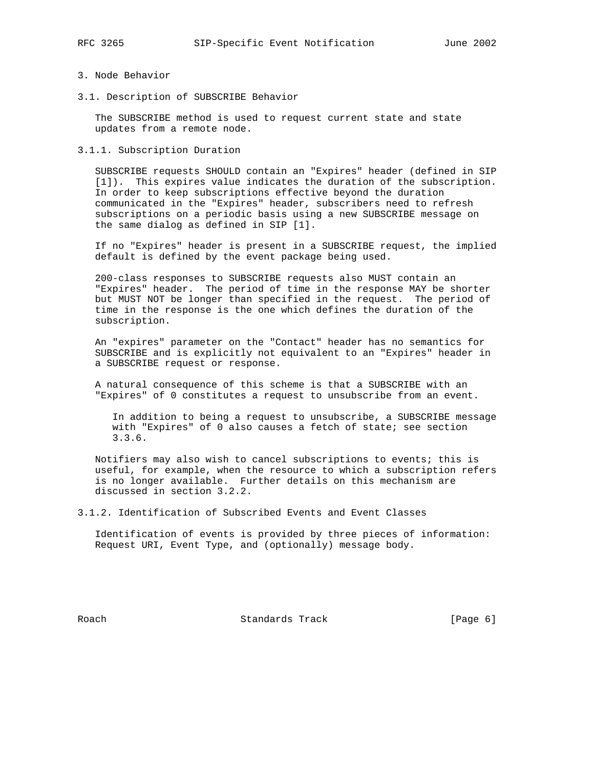# 3. Node Behavior

## 3.1. Description of SUBSCRIBE Behavior

The SUBSCRIBE method is used to request current state and state updates from a remote node.

### 3.1.1. Subscription Duration

SUBSCRIBE requests SHOULD contain an "Expires" header (defined in SIP [1]). This expires value indicates the duration of the subscription. In order to keep subscriptions effective beyond the duration communicated in the "Expires" header, subscribers need to refresh subscriptions on a periodic basis using a new SUBSCRIBE message on the same dialog as defined in SIP [1].

If no "Expires" header is present in a SUBSCRIBE request, the implied default is defined by the event package being used.

200-class responses to SUBSCRIBE requests also MUST contain an "Expires" header. The period of time in the response MAY be shorter but MUST NOT be longer than specified in the request. The period of time in the response is the one which defines the duration of the subscription.

An "expires" parameter on the "Contact" header has no semantics for SUBSCRIBE and is explicitly not equivalent to an "Expires" header in a SUBSCRIBE request or response.

A natural consequence of this scheme is that a SUBSCRIBE with an "Expires" of 0 constitutes a request to unsubscribe from an event.

> In addition to being a request to unsubscribe, a SUBSCRIBE message with "Expires" of 0 also causes a fetch of state; see section 3.3.6.

Notifiers may also wish to cancel subscriptions to events; this is useful, for example, when the resource to which a subscription refers is no longer available. Further details on this mechanism are discussed in section 3.2.2.

### 3.1.2. Identification of Subscribed Events and Event Classes

Identification of events is provided by three pieces of information: Request URI, Event Type, and (optionally) message body.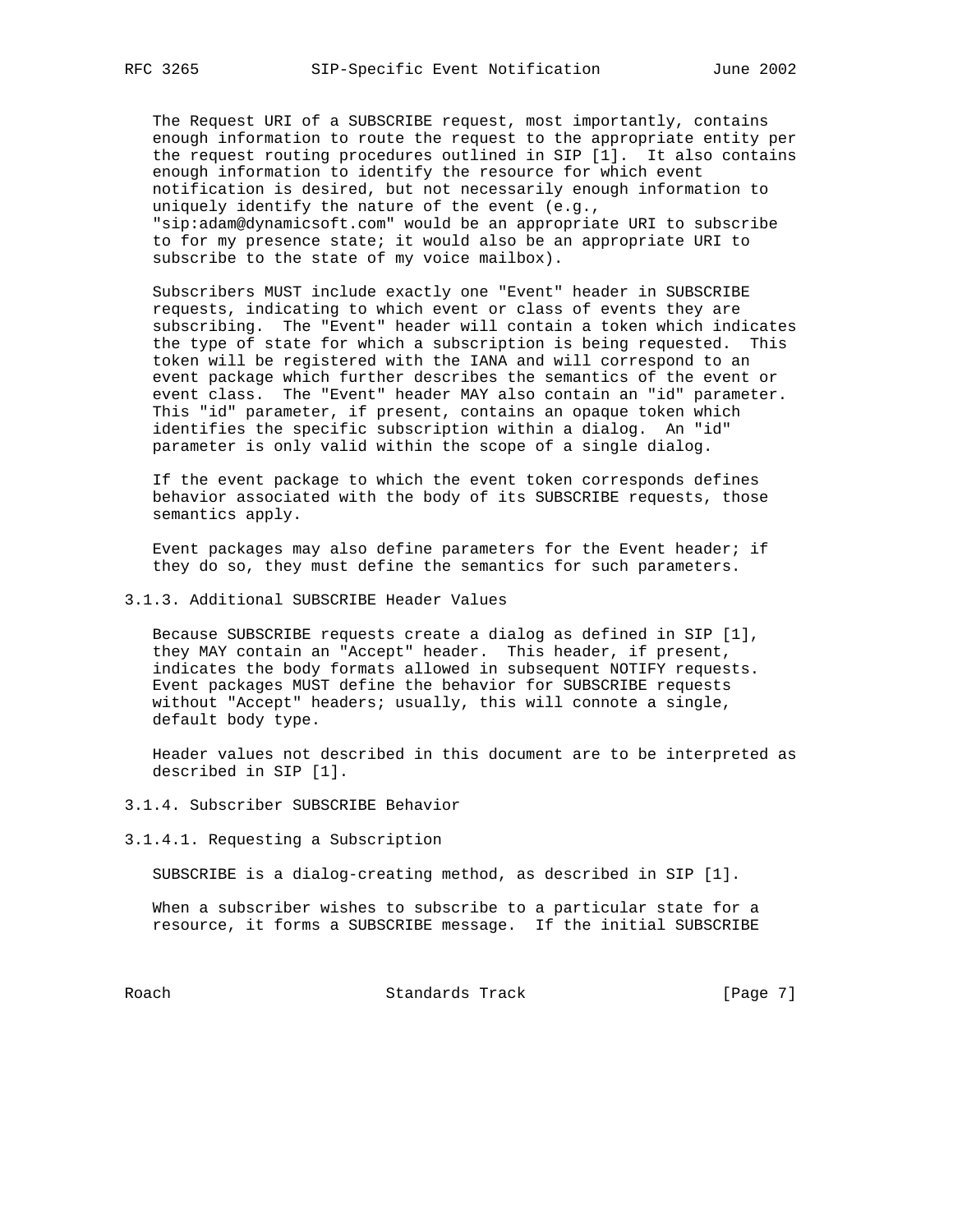The Request URI of a SUBSCRIBE request, most importantly, contains enough information to route the request to the appropriate entity per the request routing procedures outlined in SIP [1]. It also contains enough information to identify the resource for which event notification is desired, but not necessarily enough information to uniquely identify the nature of the event (e.g., "sip:adam@dynamicsoft.com" would be an appropriate URI to subscribe to for my presence state; it would also be an appropriate URI to subscribe to the state of my voice mailbox).

Subscribers MUST include exactly one "Event" header in SUBSCRIBE requests, indicating to which event or class of events they are subscribing. The "Event" header will contain a token which indicates the type of state for which a subscription is being requested. This token will be registered with the IANA and will correspond to an event package which further describes the semantics of the event or event class. The "Event" header MAY also contain an "id" parameter. This "id" parameter, if present, contains an opaque token which identifies the specific subscription within a dialog. An "id" parameter is only valid within the scope of a single dialog.

If the event package to which the event token corresponds defines behavior associated with the body of its SUBSCRIBE requests, those semantics apply.

Event packages may also define parameters for the Event header; if they do so, they must define the semantics for such parameters.

#### 3.1.3. Additional SUBSCRIBE Header Values

Because SUBSCRIBE requests create a dialog as defined in SIP [1], they MAY contain an "Accept" header. This header, if present, indicates the body formats allowed in subsequent NOTIFY requests. Event packages MUST define the behavior for SUBSCRIBE requests without "Accept" headers; usually, this will connote a single, default body type.

Header values not described in this document are to be interpreted as described in SIP [1].

#### 3.1.4. Subscriber SUBSCRIBE Behavior

##### 3.1.4.1. Requesting a Subscription

SUBSCRIBE is a dialog-creating method, as described in SIP [1].

When a subscriber wishes to subscribe to a particular state for a resource, it forms a SUBSCRIBE message. If the initial SUBSCRIBE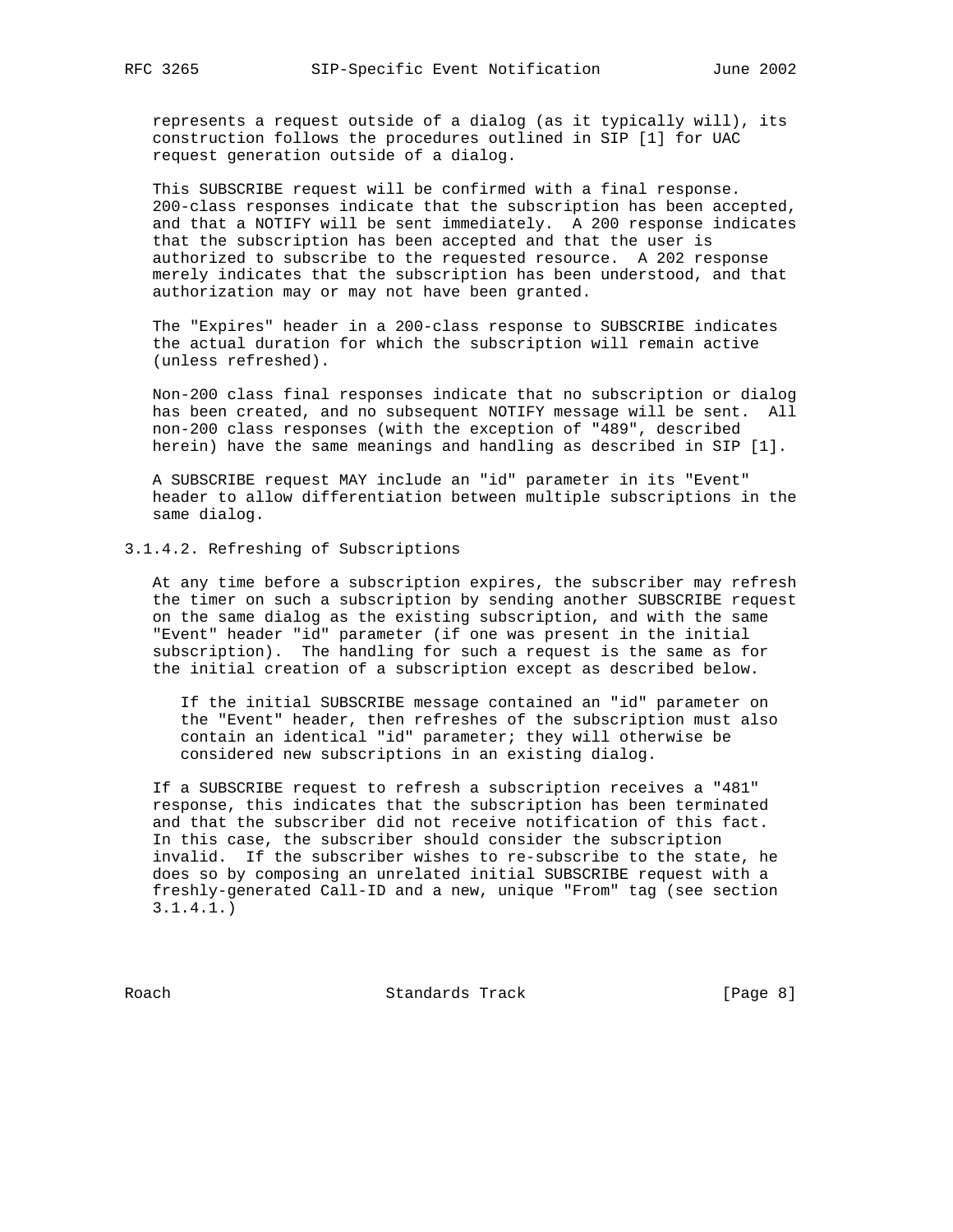represents a request outside of a dialog (as it typically will), its construction follows the procedures outlined in SIP [1] for UAC request generation outside of a dialog.

This SUBSCRIBE request will be confirmed with a final response. 200-class responses indicate that the subscription has been accepted, and that a NOTIFY will be sent immediately. A 200 response indicates that the subscription has been accepted and that the user is authorized to subscribe to the requested resource. A 202 response merely indicates that the subscription has been understood, and that authorization may or may not have been granted.

The "Expires" header in a 200-class response to SUBSCRIBE indicates the actual duration for which the subscription will remain active (unless refreshed).

Non-200 class final responses indicate that no subscription or dialog has been created, and no subsequent NOTIFY message will be sent. All non-200 class responses (with the exception of "489", described herein) have the same meanings and handling as described in SIP [1].

A SUBSCRIBE request MAY include an "id" parameter in its "Event" header to allow differentiation between multiple subscriptions in the same dialog.

#### 3.1.4.2. Refreshing of Subscriptions

At any time before a subscription expires, the subscriber may refresh the timer on such a subscription by sending another SUBSCRIBE request on the same dialog as the existing subscription, and with the same "Event" header "id" parameter (if one was present in the initial subscription). The handling for such a request is the same as for the initial creation of a subscription except as described below.

> If the initial SUBSCRIBE message contained an "id" parameter on the "Event" header, then refreshes of the subscription must also contain an identical "id" parameter; they will otherwise be considered new subscriptions in an existing dialog.

If a SUBSCRIBE request to refresh a subscription receives a "481" response, this indicates that the subscription has been terminated and that the subscriber did not receive notification of this fact. In this case, the subscriber should consider the subscription invalid. If the subscriber wishes to re-subscribe to the state, he does so by composing an unrelated initial SUBSCRIBE request with a freshly-generated Call-ID and a new, unique "From" tag (see section 3.1.4.1.)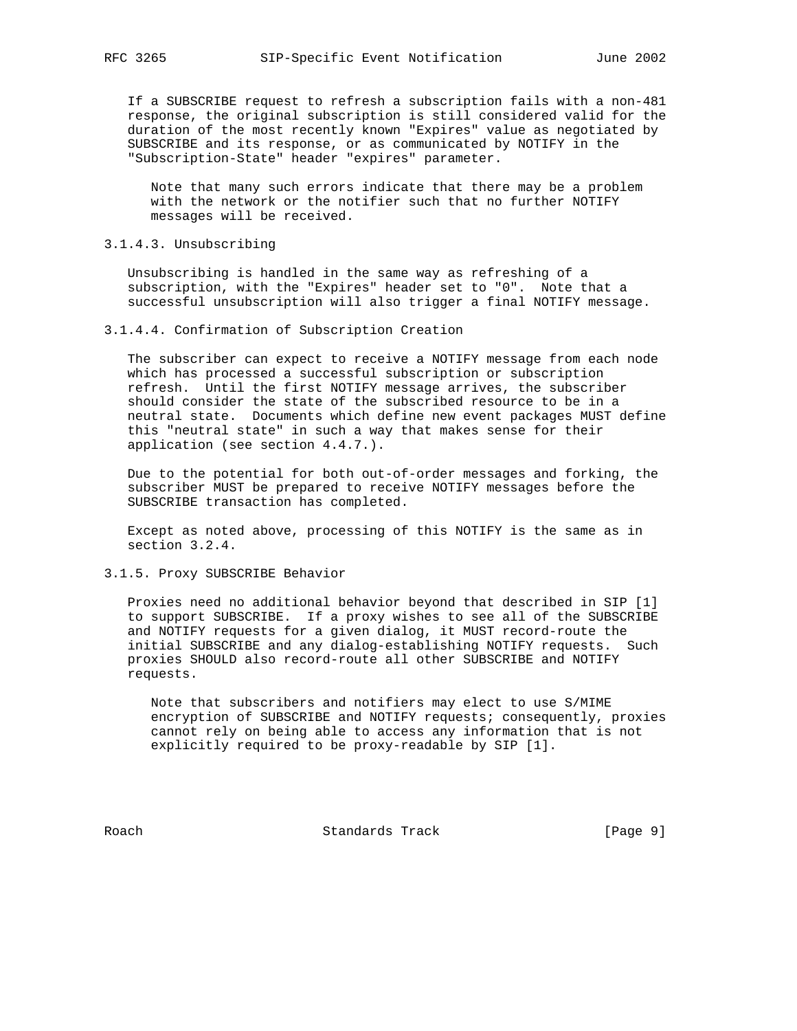If a SUBSCRIBE request to refresh a subscription fails with a non-481 response, the original subscription is still considered valid for the duration of the most recently known "Expires" value as negotiated by SUBSCRIBE and its response, or as communicated by NOTIFY in the "Subscription-State" header "expires" parameter.

> Note that many such errors indicate that there may be a problem with the network or the notifier such that no further NOTIFY messages will be received.

#### 3.1.4.3. Unsubscribing

Unsubscribing is handled in the same way as refreshing of a subscription, with the "Expires" header set to "0". Note that a successful unsubscription will also trigger a final NOTIFY message.

#### 3.1.4.4. Confirmation of Subscription Creation

The subscriber can expect to receive a NOTIFY message from each node which has processed a successful subscription or subscription refresh. Until the first NOTIFY message arrives, the subscriber should consider the state of the subscribed resource to be in a neutral state. Documents which define new event packages MUST define this "neutral state" in such a way that makes sense for their application (see section 4.4.7.).

Due to the potential for both out-of-order messages and forking, the subscriber MUST be prepared to receive NOTIFY messages before the SUBSCRIBE transaction has completed.

Except as noted above, processing of this NOTIFY is the same as in section 3.2.4.

### 3.1.5. Proxy SUBSCRIBE Behavior

Proxies need no additional behavior beyond that described in SIP [1] to support SUBSCRIBE. If a proxy wishes to see all of the SUBSCRIBE and NOTIFY requests for a given dialog, it MUST record-route the initial SUBSCRIBE and any dialog-establishing NOTIFY requests. Such proxies SHOULD also record-route all other SUBSCRIBE and NOTIFY requests.

> Note that subscribers and notifiers may elect to use S/MIME encryption of SUBSCRIBE and NOTIFY requests; consequently, proxies cannot rely on being able to access any information that is not explicitly required to be proxy-readable by SIP [1].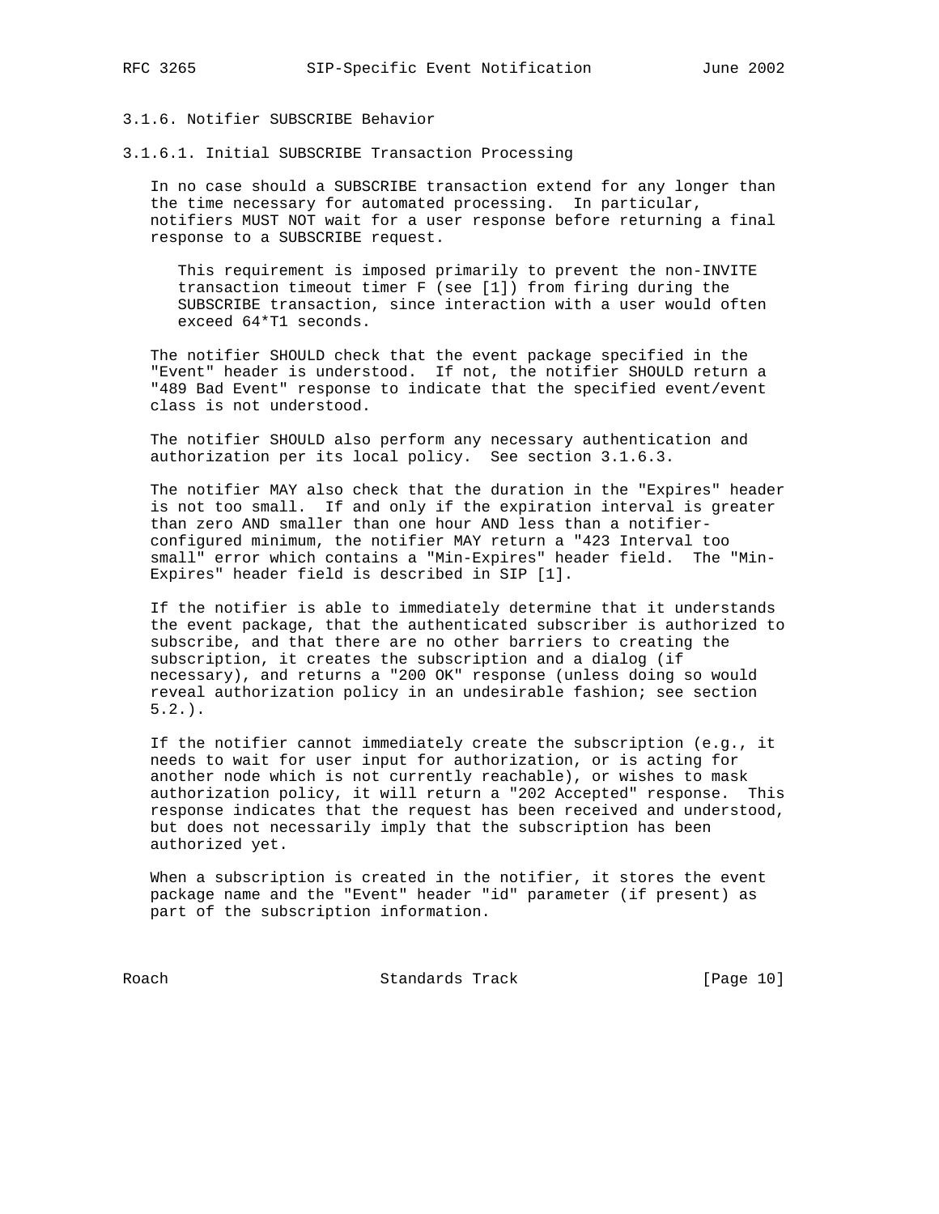### 3.1.6. Notifier SUBSCRIBE Behavior

#### 3.1.6.1. Initial SUBSCRIBE Transaction Processing

In no case should a SUBSCRIBE transaction extend for any longer than the time necessary for automated processing. In particular, notifiers MUST NOT wait for a user response before returning a final response to a SUBSCRIBE request.

> This requirement is imposed primarily to prevent the non-INVITE transaction timeout timer F (see [1]) from firing during the SUBSCRIBE transaction, since interaction with a user would often exceed 64*T1 seconds.

The notifier SHOULD check that the event package specified in the "Event" header is understood. If not, the notifier SHOULD return a "489 Bad Event" response to indicate that the specified event/event class is not understood.

The notifier SHOULD also perform any necessary authentication and authorization per its local policy. See section 3.1.6.3.

The notifier MAY also check that the duration in the "Expires" header is not too small. If and only if the expiration interval is greater than zero AND smaller than one hour AND less than a notifier-configured minimum, the notifier MAY return a "423 Interval too small" error which contains a "Min-Expires" header field. The "Min-Expires" header field is described in SIP [1].

If the notifier is able to immediately determine that it understands the event package, that the authenticated subscriber is authorized to subscribe, and that there are no other barriers to creating the subscription, it creates the subscription and a dialog (if necessary), and returns a "200 OK" response (unless doing so would reveal authorization policy in an undesirable fashion; see section 5.2.).

If the notifier cannot immediately create the subscription (e.g., it needs to wait for user input for authorization, or is acting for another node which is not currently reachable), or wishes to mask authorization policy, it will return a "202 Accepted" response. This response indicates that the request has been received and understood, but does not necessarily imply that the subscription has been authorized yet.

When a subscription is created in the notifier, it stores the event package name and the "Event" header "id" parameter (if present) as part of the subscription information.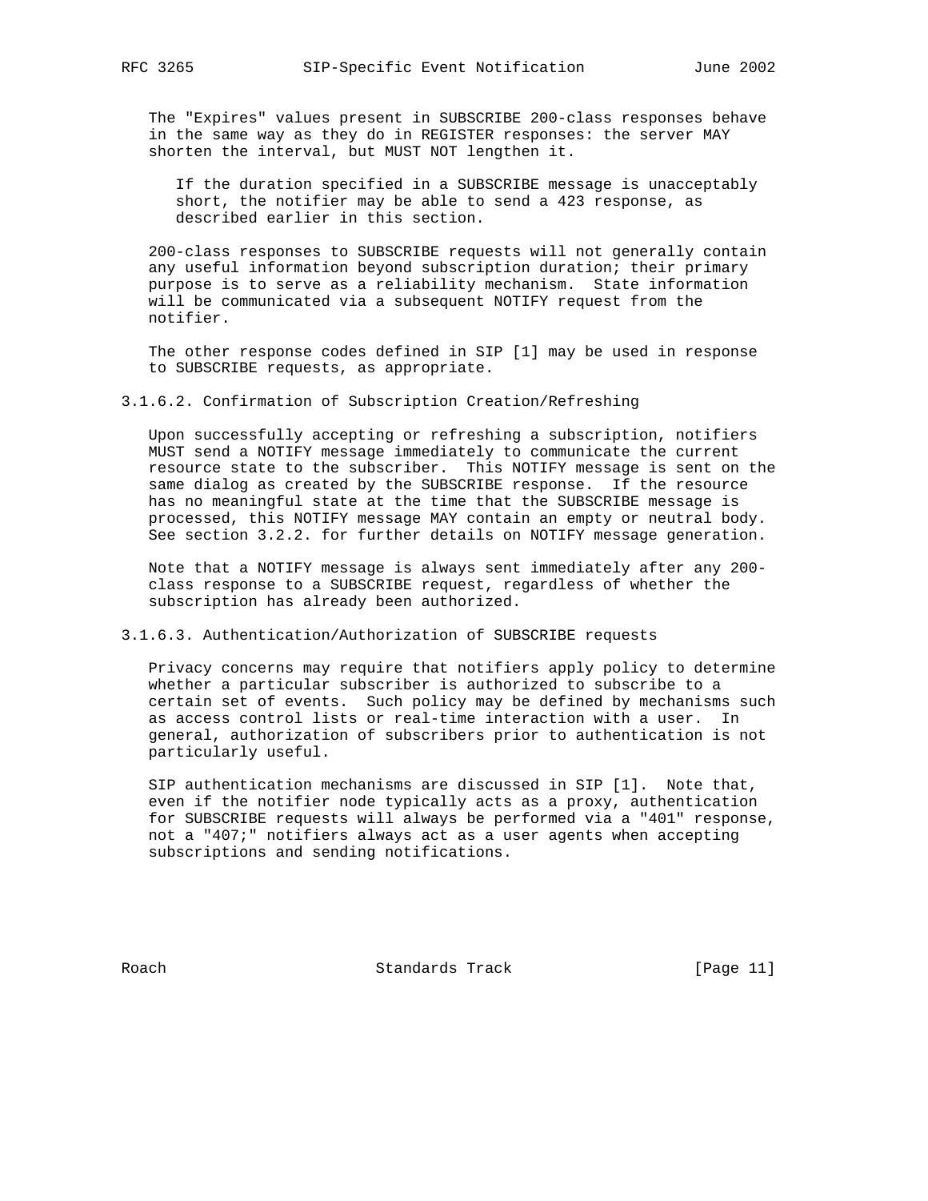The "Expires" values present in SUBSCRIBE 200-class responses behave in the same way as they do in REGISTER responses: the server MAY shorten the interval, but MUST NOT lengthen it.

> If the duration specified in a SUBSCRIBE message is unacceptably short, the notifier may be able to send a 423 response, as described earlier in this section.

200-class responses to SUBSCRIBE requests will not generally contain any useful information beyond subscription duration; their primary purpose is to serve as a reliability mechanism. State information will be communicated via a subsequent NOTIFY request from the notifier.

The other response codes defined in SIP [1] may be used in response to SUBSCRIBE requests, as appropriate.

#### 3.1.6.2. Confirmation of Subscription Creation/Refreshing

Upon successfully accepting or refreshing a subscription, notifiers MUST send a NOTIFY message immediately to communicate the current resource state to the subscriber. This NOTIFY message is sent on the same dialog as created by the SUBSCRIBE response. If the resource has no meaningful state at the time that the SUBSCRIBE message is processed, this NOTIFY message MAY contain an empty or neutral body. See section 3.2.2. for further details on NOTIFY message generation.

Note that a NOTIFY message is always sent immediately after any 200-class response to a SUBSCRIBE request, regardless of whether the subscription has already been authorized.

#### 3.1.6.3. Authentication/Authorization of SUBSCRIBE requests

Privacy concerns may require that notifiers apply policy to determine whether a particular subscriber is authorized to subscribe to a certain set of events. Such policy may be defined by mechanisms such as access control lists or real-time interaction with a user. In general, authorization of subscribers prior to authentication is not particularly useful.

SIP authentication mechanisms are discussed in SIP [1]. Note that, even if the notifier node typically acts as a proxy, authentication for SUBSCRIBE requests will always be performed via a "401" response, not a "407;" notifiers always act as a user agents when accepting subscriptions and sending notifications.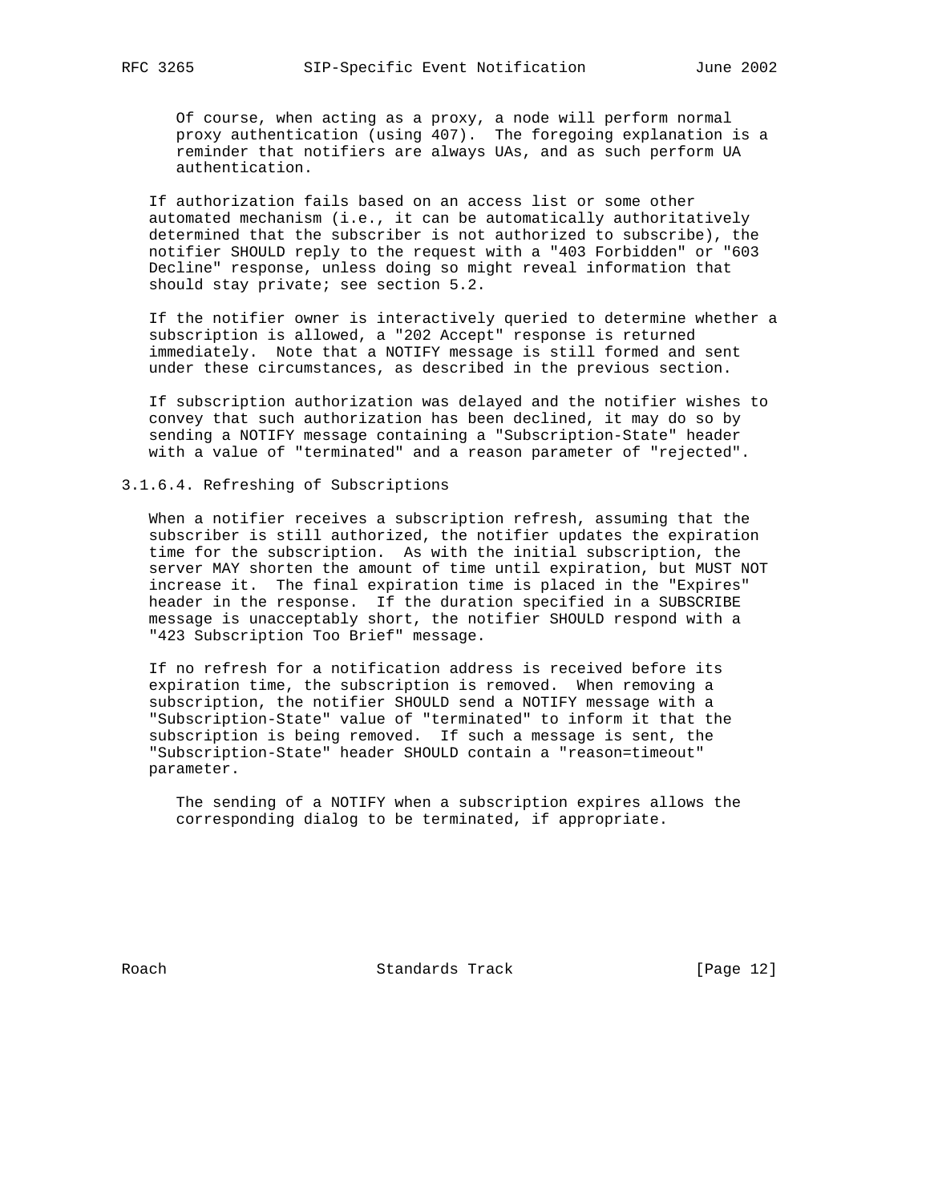Of course, when acting as a proxy, a node will perform normal proxy authentication (using 407). The foregoing explanation is a reminder that notifiers are always UAs, and as such perform UA authentication.

If authorization fails based on an access list or some other automated mechanism (i.e., it can be automatically authoritatively determined that the subscriber is not authorized to subscribe), the notifier SHOULD reply to the request with a "403 Forbidden" or "603 Decline" response, unless doing so might reveal information that should stay private; see section 5.2.

If the notifier owner is interactively queried to determine whether a subscription is allowed, a "202 Accept" response is returned immediately. Note that a NOTIFY message is still formed and sent under these circumstances, as described in the previous section.

If subscription authorization was delayed and the notifier wishes to convey that such authorization has been declined, it may do so by sending a NOTIFY message containing a "Subscription-State" header with a value of "terminated" and a reason parameter of "rejected".

#### 3.1.6.4. Refreshing of Subscriptions

When a notifier receives a subscription refresh, assuming that the subscriber is still authorized, the notifier updates the expiration time for the subscription. As with the initial subscription, the server MAY shorten the amount of time until expiration, but MUST NOT increase it. The final expiration time is placed in the "Expires" header in the response. If the duration specified in a SUBSCRIBE message is unacceptably short, the notifier SHOULD respond with a "423 Subscription Too Brief" message.

If no refresh for a notification address is received before its expiration time, the subscription is removed. When removing a subscription, the notifier SHOULD send a NOTIFY message with a "Subscription-State" value of "terminated" to inform it that the subscription is being removed. If such a message is sent, the "Subscription-State" header SHOULD contain a "reason=timeout" parameter.

The sending of a NOTIFY when a subscription expires allows the corresponding dialog to be terminated, if appropriate.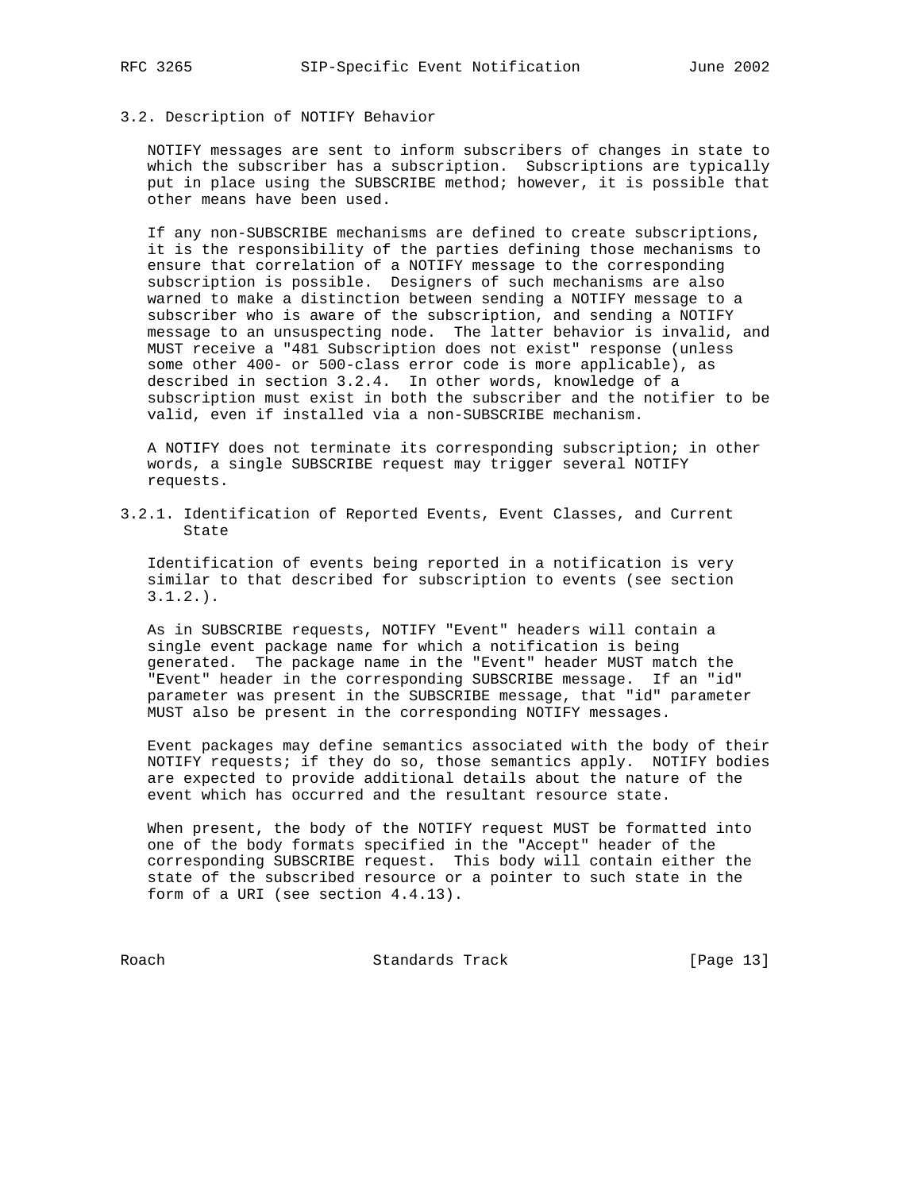### 3.2. Description of NOTIFY Behavior

NOTIFY messages are sent to inform subscribers of changes in state to which the subscriber has a subscription. Subscriptions are typically put in place using the SUBSCRIBE method; however, it is possible that other means have been used.

If any non-SUBSCRIBE mechanisms are defined to create subscriptions, it is the responsibility of the parties defining those mechanisms to ensure that correlation of a NOTIFY message to the corresponding subscription is possible. Designers of such mechanisms are also warned to make a distinction between sending a NOTIFY message to a subscriber who is aware of the subscription, and sending a NOTIFY message to an unsuspecting node. The latter behavior is invalid, and MUST receive a "481 Subscription does not exist" response (unless some other 400- or 500-class error code is more applicable), as described in section 3.2.4. In other words, knowledge of a subscription must exist in both the subscriber and the notifier to be valid, even if installed via a non-SUBSCRIBE mechanism.

A NOTIFY does not terminate its corresponding subscription; in other words, a single SUBSCRIBE request may trigger several NOTIFY requests.

#### 3.2.1. Identification of Reported Events, Event Classes, and Current State

Identification of events being reported in a notification is very similar to that described for subscription to events (see section 3.1.2.).

As in SUBSCRIBE requests, NOTIFY "Event" headers will contain a single event package name for which a notification is being generated. The package name in the "Event" header MUST match the "Event" header in the corresponding SUBSCRIBE message. If an "id" parameter was present in the SUBSCRIBE message, that "id" parameter MUST also be present in the corresponding NOTIFY messages.

Event packages may define semantics associated with the body of their NOTIFY requests; if they do so, those semantics apply. NOTIFY bodies are expected to provide additional details about the nature of the event which has occurred and the resultant resource state.

When present, the body of the NOTIFY request MUST be formatted into one of the body formats specified in the "Accept" header of the corresponding SUBSCRIBE request. This body will contain either the state of the subscribed resource or a pointer to such state in the form of a URI (see section 4.4.13).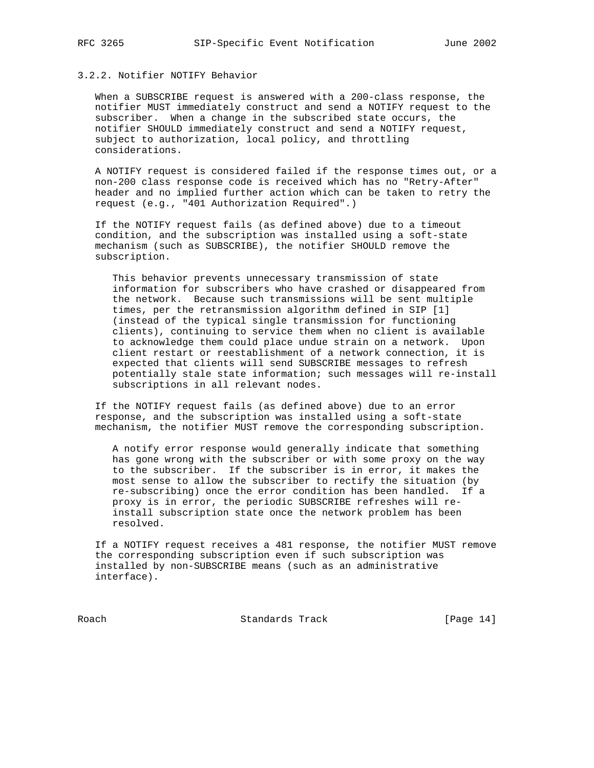### 3.2.2. Notifier NOTIFY Behavior

When a SUBSCRIBE request is answered with a 200-class response, the notifier MUST immediately construct and send a NOTIFY request to the subscriber. When a change in the subscribed state occurs, the notifier SHOULD immediately construct and send a NOTIFY request, subject to authorization, local policy, and throttling considerations.

A NOTIFY request is considered failed if the response times out, or a non-200 class response code is received which has no "Retry-After" header and no implied further action which can be taken to retry the request (e.g., "401 Authorization Required".)

If the NOTIFY request fails (as defined above) due to a timeout condition, and the subscription was installed using a soft-state mechanism (such as SUBSCRIBE), the notifier SHOULD remove the subscription.

> This behavior prevents unnecessary transmission of state information for subscribers who have crashed or disappeared from the network. Because such transmissions will be sent multiple times, per the retransmission algorithm defined in SIP [1] (instead of the typical single transmission for functioning clients), continuing to service them when no client is available to acknowledge them could place undue strain on a network. Upon client restart or reestablishment of a network connection, it is expected that clients will send SUBSCRIBE messages to refresh potentially stale state information; such messages will re-install subscriptions in all relevant nodes.

If the NOTIFY request fails (as defined above) due to an error response, and the subscription was installed using a soft-state mechanism, the notifier MUST remove the corresponding subscription.

> A notify error response would generally indicate that something has gone wrong with the subscriber or with some proxy on the way to the subscriber. If the subscriber is in error, it makes the most sense to allow the subscriber to rectify the situation (by re-subscribing) once the error condition has been handled. If a proxy is in error, the periodic SUBSCRIBE refreshes will re-install subscription state once the network problem has been resolved.

If a NOTIFY request receives a 481 response, the notifier MUST remove the corresponding subscription even if such subscription was installed by non-SUBSCRIBE means (such as an administrative interface).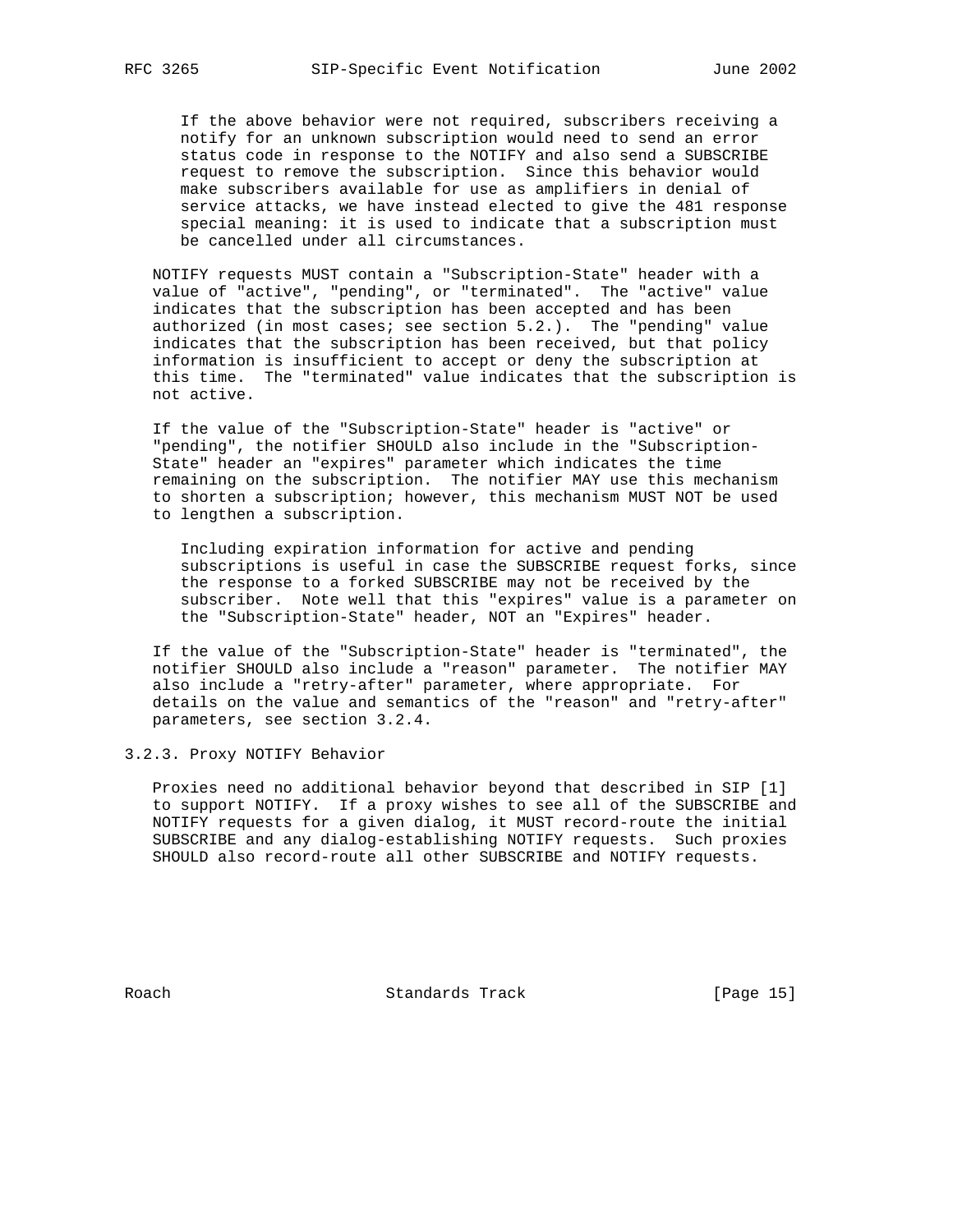If the above behavior were not required, subscribers receiving a notify for an unknown subscription would need to send an error status code in response to the NOTIFY and also send a SUBSCRIBE request to remove the subscription. Since this behavior would make subscribers available for use as amplifiers in denial of service attacks, we have instead elected to give the 481 response special meaning: it is used to indicate that a subscription must be cancelled under all circumstances.

NOTIFY requests MUST contain a "Subscription-State" header with a value of "active", "pending", or "terminated". The "active" value indicates that the subscription has been accepted and has been authorized (in most cases; see section 5.2.). The "pending" value indicates that the subscription has been received, but that policy information is insufficient to accept or deny the subscription at this time. The "terminated" value indicates that the subscription is not active.

If the value of the "Subscription-State" header is "active" or "pending", the notifier SHOULD also include in the "Subscription-State" header an "expires" parameter which indicates the time remaining on the subscription. The notifier MAY use this mechanism to shorten a subscription; however, this mechanism MUST NOT be used to lengthen a subscription.

Including expiration information for active and pending subscriptions is useful in case the SUBSCRIBE request forks, since the response to a forked SUBSCRIBE may not be received by the subscriber. Note well that this "expires" value is a parameter on the "Subscription-State" header, NOT an "Expires" header.

If the value of the "Subscription-State" header is "terminated", the notifier SHOULD also include a "reason" parameter. The notifier MAY also include a "retry-after" parameter, where appropriate. For details on the value and semantics of the "reason" and "retry-after" parameters, see section 3.2.4.

### 3.2.3. Proxy NOTIFY Behavior

Proxies need no additional behavior beyond that described in SIP [1] to support NOTIFY. If a proxy wishes to see all of the SUBSCRIBE and NOTIFY requests for a given dialog, it MUST record-route the initial SUBSCRIBE and any dialog-establishing NOTIFY requests. Such proxies SHOULD also record-route all other SUBSCRIBE and NOTIFY requests.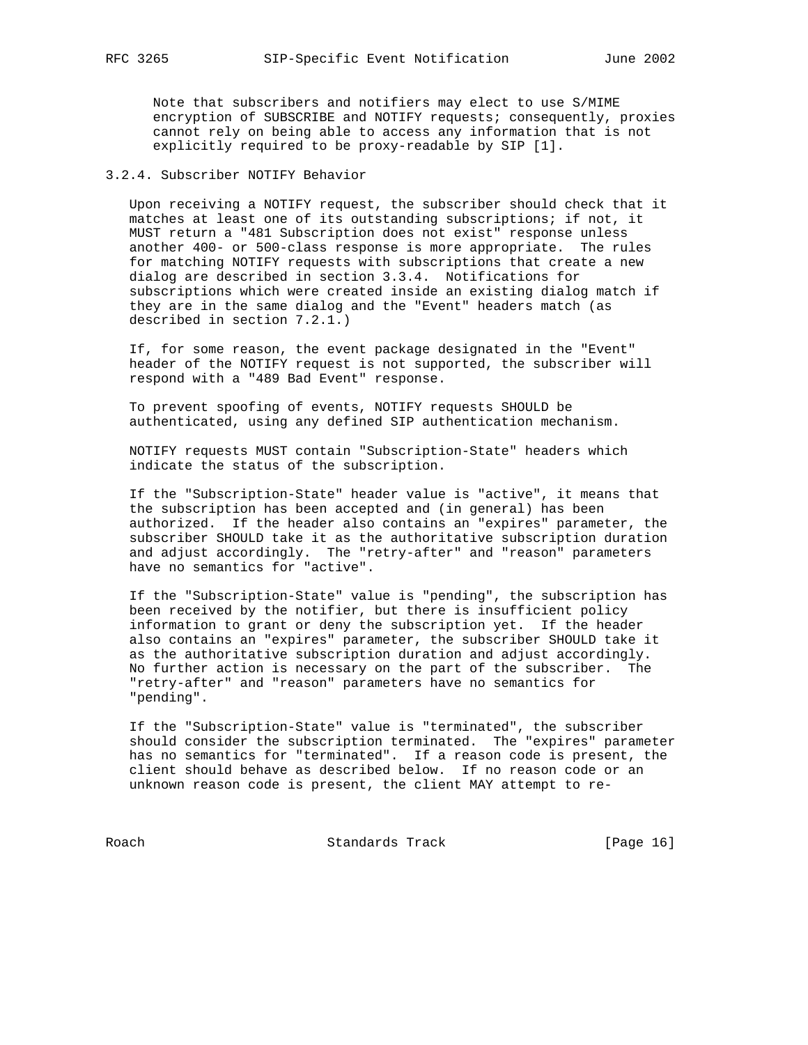Note that subscribers and notifiers may elect to use S/MIME encryption of SUBSCRIBE and NOTIFY requests; consequently, proxies cannot rely on being able to access any information that is not explicitly required to be proxy-readable by SIP [1].

### 3.2.4. Subscriber NOTIFY Behavior

Upon receiving a NOTIFY request, the subscriber should check that it matches at least one of its outstanding subscriptions; if not, it MUST return a "481 Subscription does not exist" response unless another 400- or 500-class response is more appropriate. The rules for matching NOTIFY requests with subscriptions that create a new dialog are described in section 3.3.4. Notifications for subscriptions which were created inside an existing dialog match if they are in the same dialog and the "Event" headers match (as described in section 7.2.1.)

If, for some reason, the event package designated in the "Event" header of the NOTIFY request is not supported, the subscriber will respond with a "489 Bad Event" response.

To prevent spoofing of events, NOTIFY requests SHOULD be authenticated, using any defined SIP authentication mechanism.

NOTIFY requests MUST contain "Subscription-State" headers which indicate the status of the subscription.

If the "Subscription-State" header value is "active", it means that the subscription has been accepted and (in general) has been authorized. If the header also contains an "expires" parameter, the subscriber SHOULD take it as the authoritative subscription duration and adjust accordingly. The "retry-after" and "reason" parameters have no semantics for "active".

If the "Subscription-State" value is "pending", the subscription has been received by the notifier, but there is insufficient policy information to grant or deny the subscription yet. If the header also contains an "expires" parameter, the subscriber SHOULD take it as the authoritative subscription duration and adjust accordingly. No further action is necessary on the part of the subscriber. The "retry-after" and "reason" parameters have no semantics for "pending".

If the "Subscription-State" value is "terminated", the subscriber should consider the subscription terminated. The "expires" parameter has no semantics for "terminated". If a reason code is present, the client should behave as described below. If no reason code or an unknown reason code is present, the client MAY attempt to re-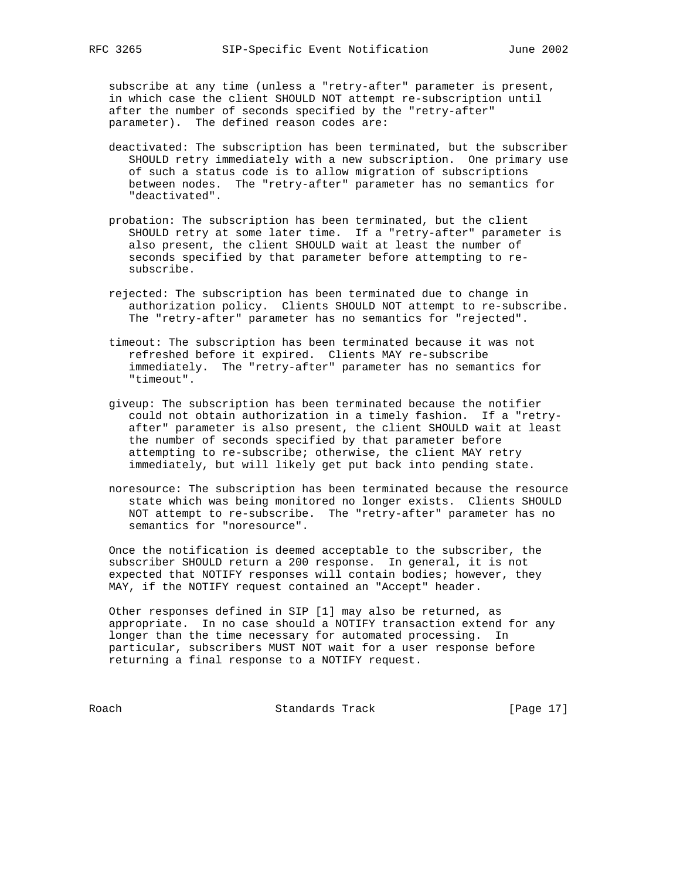subscribe at any time (unless a "retry-after" parameter is present, in which case the client SHOULD NOT attempt re-subscription until after the number of seconds specified by the "retry-after" parameter). The defined reason codes are:

deactivated: The subscription has been terminated, but the subscriber SHOULD retry immediately with a new subscription. One primary use of such a status code is to allow migration of subscriptions between nodes. The "retry-after" parameter has no semantics for "deactivated".

probation: The subscription has been terminated, but the client SHOULD retry at some later time. If a "retry-after" parameter is also present, the client SHOULD wait at least the number of seconds specified by that parameter before attempting to re-subscribe.

rejected: The subscription has been terminated due to change in authorization policy. Clients SHOULD NOT attempt to re-subscribe. The "retry-after" parameter has no semantics for "rejected".

timeout: The subscription has been terminated because it was not refreshed before it expired. Clients MAY re-subscribe immediately. The "retry-after" parameter has no semantics for "timeout".

giveup: The subscription has been terminated because the notifier could not obtain authorization in a timely fashion. If a "retry-after" parameter is also present, the client SHOULD wait at least the number of seconds specified by that parameter before attempting to re-subscribe; otherwise, the client MAY retry immediately, but will likely get put back into pending state.

noresource: The subscription has been terminated because the resource state which was being monitored no longer exists. Clients SHOULD NOT attempt to re-subscribe. The "retry-after" parameter has no semantics for "noresource".

Once the notification is deemed acceptable to the subscriber, the subscriber SHOULD return a 200 response. In general, it is not expected that NOTIFY responses will contain bodies; however, they MAY, if the NOTIFY request contained an "Accept" header.

Other responses defined in SIP [1] may also be returned, as appropriate. In no case should a NOTIFY transaction extend for any longer than the time necessary for automated processing. In particular, subscribers MUST NOT wait for a user response before returning a final response to a NOTIFY request.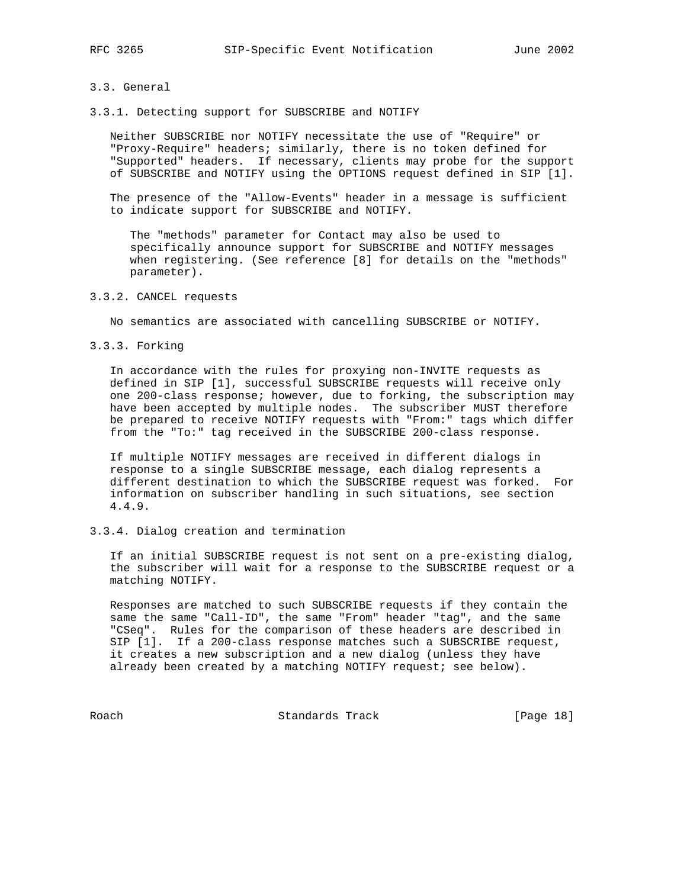### 3.3. General

#### 3.3.1. Detecting support for SUBSCRIBE and NOTIFY

Neither SUBSCRIBE nor NOTIFY necessitate the use of "Require" or "Proxy-Require" headers; similarly, there is no token defined for "Supported" headers. If necessary, clients may probe for the support of SUBSCRIBE and NOTIFY using the OPTIONS request defined in SIP [1].

The presence of the "Allow-Events" header in a message is sufficient to indicate support for SUBSCRIBE and NOTIFY.

> The "methods" parameter for Contact may also be used to specifically announce support for SUBSCRIBE and NOTIFY messages when registering. (See reference [8] for details on the "methods" parameter).

#### 3.3.2. CANCEL requests

No semantics are associated with cancelling SUBSCRIBE or NOTIFY.

#### 3.3.3. Forking

In accordance with the rules for proxying non-INVITE requests as defined in SIP [1], successful SUBSCRIBE requests will receive only one 200-class response; however, due to forking, the subscription may have been accepted by multiple nodes. The subscriber MUST therefore be prepared to receive NOTIFY requests with "From:" tags which differ from the "To:" tag received in the SUBSCRIBE 200-class response.

If multiple NOTIFY messages are received in different dialogs in response to a single SUBSCRIBE message, each dialog represents a different destination to which the SUBSCRIBE request was forked. For information on subscriber handling in such situations, see section 4.4.9.

#### 3.3.4. Dialog creation and termination

If an initial SUBSCRIBE request is not sent on a pre-existing dialog, the subscriber will wait for a response to the SUBSCRIBE request or a matching NOTIFY.

Responses are matched to such SUBSCRIBE requests if they contain the same the same "Call-ID", the same "From" header "tag", and the same "CSeq". Rules for the comparison of these headers are described in SIP [1]. If a 200-class response matches such a SUBSCRIBE request, it creates a new subscription and a new dialog (unless they have already been created by a matching NOTIFY request; see below).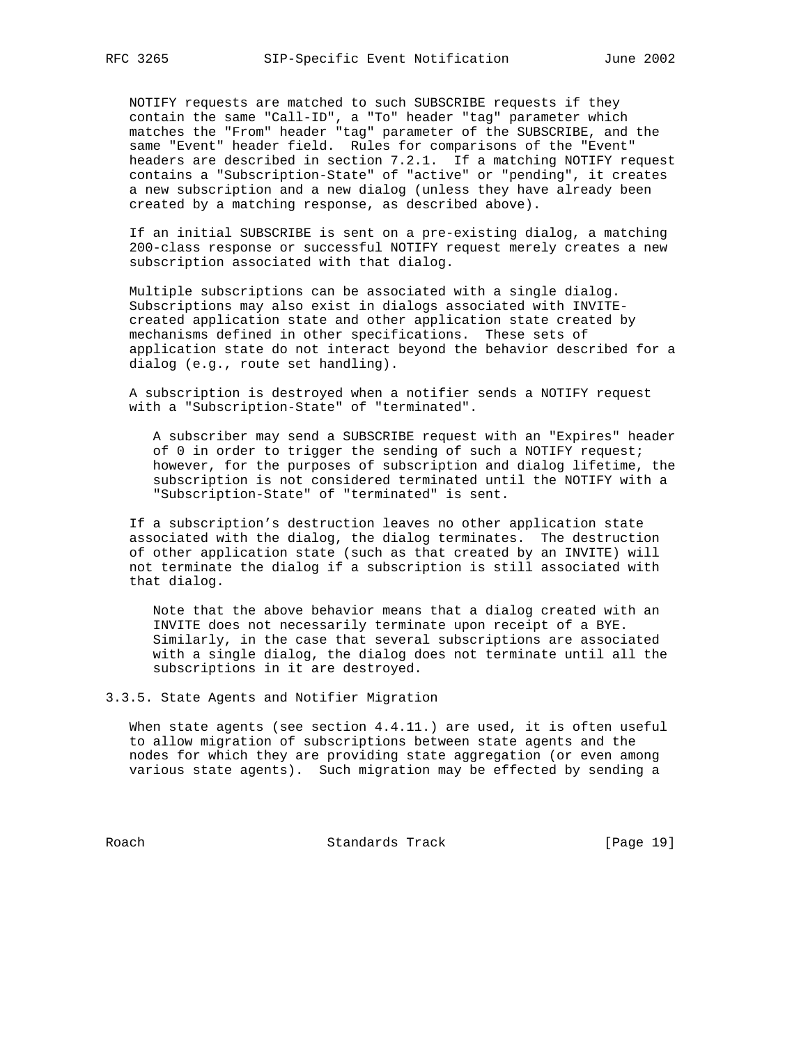NOTIFY requests are matched to such SUBSCRIBE requests if they contain the same "Call-ID", a "To" header "tag" parameter which matches the "From" header "tag" parameter of the SUBSCRIBE, and the same "Event" header field. Rules for comparisons of the "Event" headers are described in section 7.2.1. If a matching NOTIFY request contains a "Subscription-State" of "active" or "pending", it creates a new subscription and a new dialog (unless they have already been created by a matching response, as described above).

If an initial SUBSCRIBE is sent on a pre-existing dialog, a matching 200-class response or successful NOTIFY request merely creates a new subscription associated with that dialog.

Multiple subscriptions can be associated with a single dialog. Subscriptions may also exist in dialogs associated with INVITE-created application state and other application state created by mechanisms defined in other specifications. These sets of application state do not interact beyond the behavior described for a dialog (e.g., route set handling).

A subscription is destroyed when a notifier sends a NOTIFY request with a "Subscription-State" of "terminated".

> A subscriber may send a SUBSCRIBE request with an "Expires" header of 0 in order to trigger the sending of such a NOTIFY request; however, for the purposes of subscription and dialog lifetime, the subscription is not considered terminated until the NOTIFY with a "Subscription-State" of "terminated" is sent.

If a subscription's destruction leaves no other application state associated with the dialog, the dialog terminates. The destruction of other application state (such as that created by an INVITE) will not terminate the dialog if a subscription is still associated with that dialog.

> Note that the above behavior means that a dialog created with an INVITE does not necessarily terminate upon receipt of a BYE. Similarly, in the case that several subscriptions are associated with a single dialog, the dialog does not terminate until all the subscriptions in it are destroyed.

#### 3.3.5. State Agents and Notifier Migration

When state agents (see section 4.4.11.) are used, it is often useful to allow migration of subscriptions between state agents and the nodes for which they are providing state aggregation (or even among various state agents). Such migration may be effected by sending a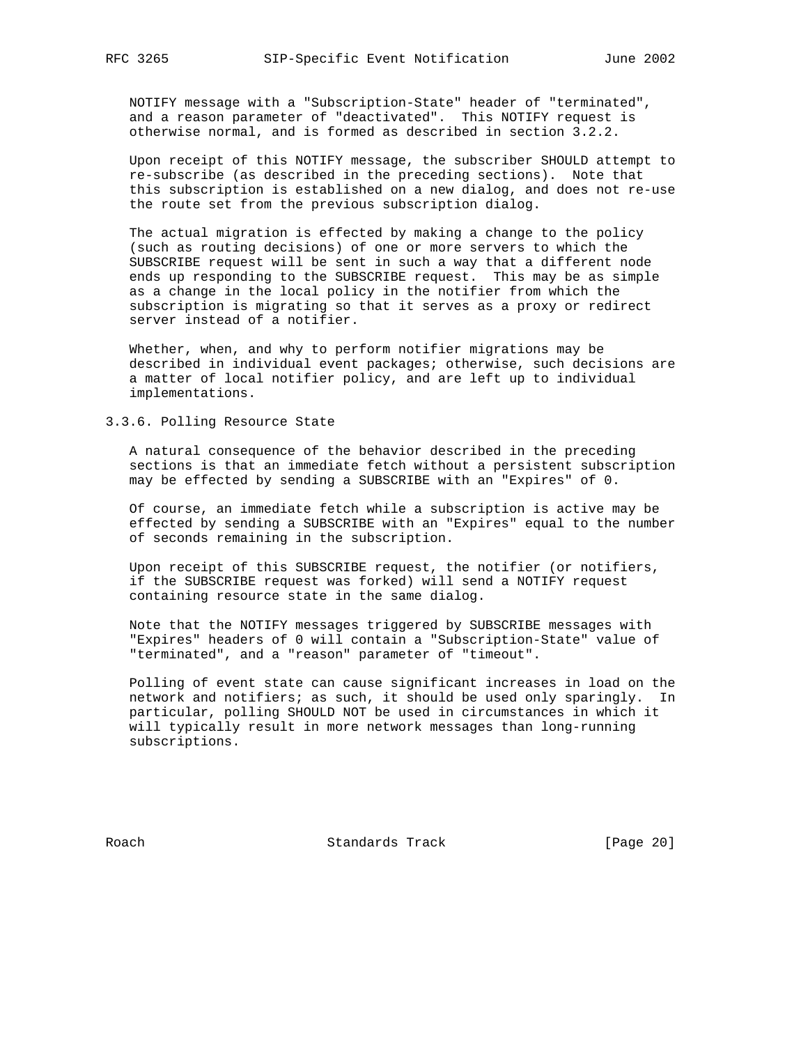NOTIFY message with a "Subscription-State" header of "terminated", and a reason parameter of "deactivated". This NOTIFY request is otherwise normal, and is formed as described in section 3.2.2.

Upon receipt of this NOTIFY message, the subscriber SHOULD attempt to re-subscribe (as described in the preceding sections). Note that this subscription is established on a new dialog, and does not re-use the route set from the previous subscription dialog.

The actual migration is effected by making a change to the policy (such as routing decisions) of one or more servers to which the SUBSCRIBE request will be sent in such a way that a different node ends up responding to the SUBSCRIBE request. This may be as simple as a change in the local policy in the notifier from which the subscription is migrating so that it serves as a proxy or redirect server instead of a notifier.

Whether, when, and why to perform notifier migrations may be described in individual event packages; otherwise, such decisions are a matter of local notifier policy, and are left up to individual implementations.

### 3.3.6. Polling Resource State

A natural consequence of the behavior described in the preceding sections is that an immediate fetch without a persistent subscription may be effected by sending a SUBSCRIBE with an "Expires" of 0.

Of course, an immediate fetch while a subscription is active may be effected by sending a SUBSCRIBE with an "Expires" equal to the number of seconds remaining in the subscription.

Upon receipt of this SUBSCRIBE request, the notifier (or notifiers, if the SUBSCRIBE request was forked) will send a NOTIFY request containing resource state in the same dialog.

Note that the NOTIFY messages triggered by SUBSCRIBE messages with "Expires" headers of 0 will contain a "Subscription-State" value of "terminated", and a "reason" parameter of "timeout".

Polling of event state can cause significant increases in load on the network and notifiers; as such, it should be used only sparingly. In particular, polling SHOULD NOT be used in circumstances in which it will typically result in more network messages than long-running subscriptions.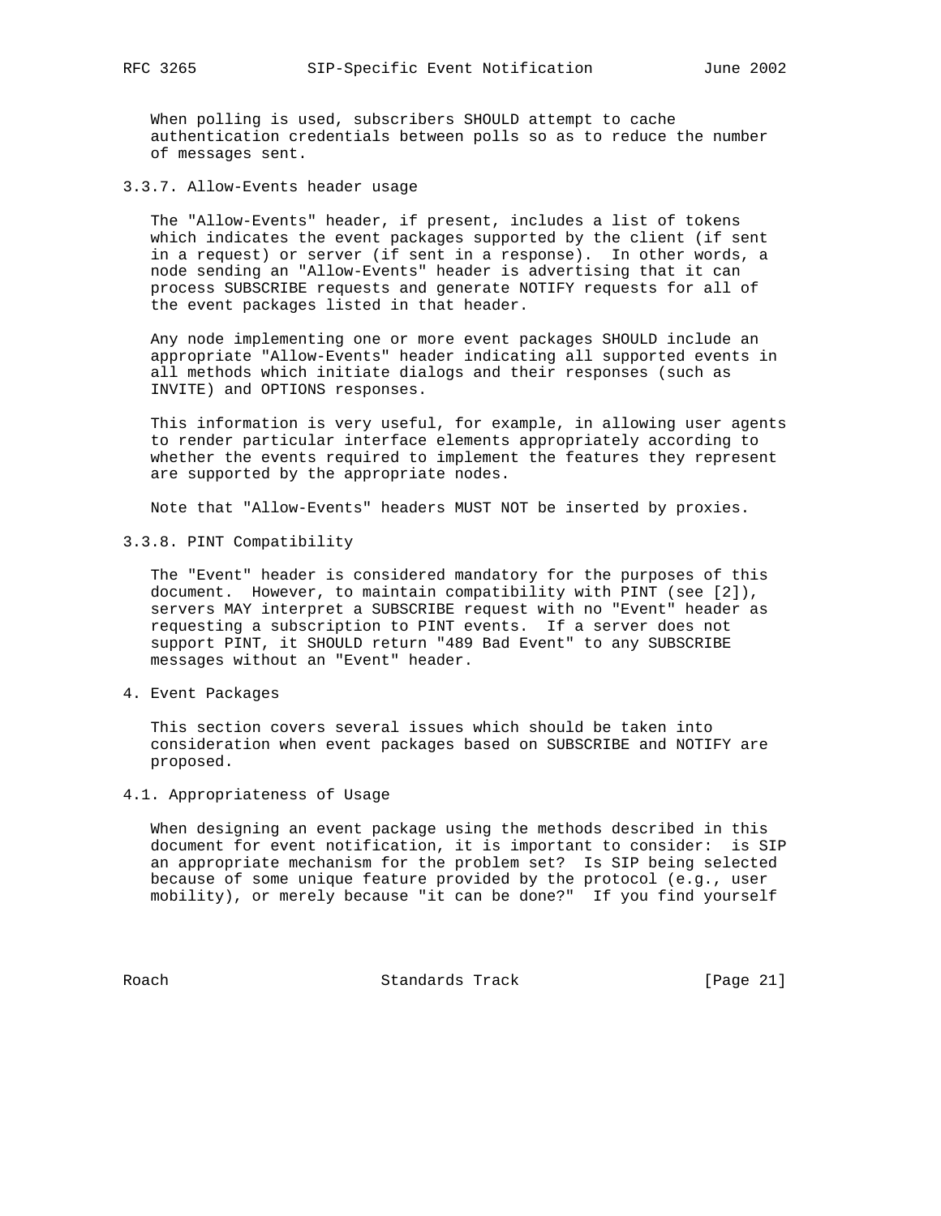When polling is used, subscribers SHOULD attempt to cache authentication credentials between polls so as to reduce the number of messages sent.

### 3.3.7. Allow-Events header usage

The "Allow-Events" header, if present, includes a list of tokens which indicates the event packages supported by the client (if sent in a request) or server (if sent in a response). In other words, a node sending an "Allow-Events" header is advertising that it can process SUBSCRIBE requests and generate NOTIFY requests for all of the event packages listed in that header.

Any node implementing one or more event packages SHOULD include an appropriate "Allow-Events" header indicating all supported events in all methods which initiate dialogs and their responses (such as INVITE) and OPTIONS responses.

This information is very useful, for example, in allowing user agents to render particular interface elements appropriately according to whether the events required to implement the features they represent are supported by the appropriate nodes.

Note that "Allow-Events" headers MUST NOT be inserted by proxies.

### 3.3.8. PINT Compatibility

The "Event" header is considered mandatory for the purposes of this document. However, to maintain compatibility with PINT (see [2]), servers MAY interpret a SUBSCRIBE request with no "Event" header as requesting a subscription to PINT events. If a server does not support PINT, it SHOULD return "489 Bad Event" to any SUBSCRIBE messages without an "Event" header.

## 4. Event Packages

This section covers several issues which should be taken into consideration when event packages based on SUBSCRIBE and NOTIFY are proposed.

### 4.1. Appropriateness of Usage

When designing an event package using the methods described in this document for event notification, it is important to consider: is SIP an appropriate mechanism for the problem set? Is SIP being selected because of some unique feature provided by the protocol (e.g., user mobility), or merely because "it can be done?" If you find yourself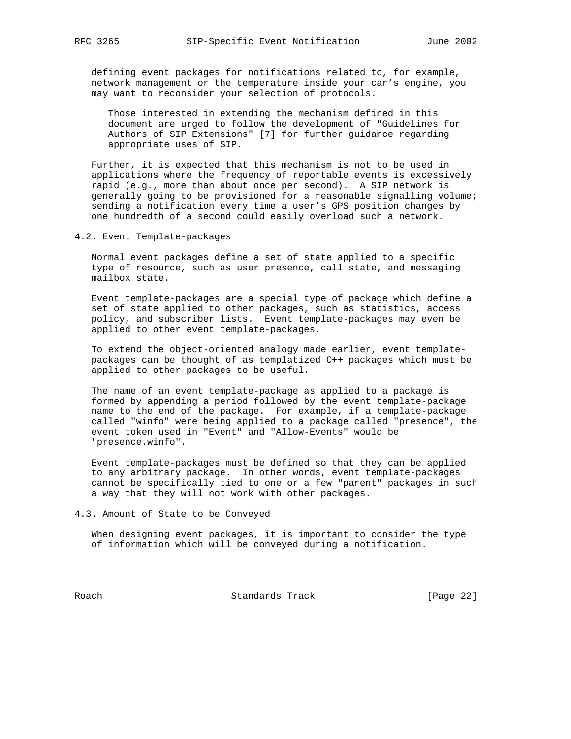defining event packages for notifications related to, for example, network management or the temperature inside your car's engine, you may want to reconsider your selection of protocols.

> Those interested in extending the mechanism defined in this document are urged to follow the development of "Guidelines for Authors of SIP Extensions" [7] for further guidance regarding appropriate uses of SIP.

Further, it is expected that this mechanism is not to be used in applications where the frequency of reportable events is excessively rapid (e.g., more than about once per second). A SIP network is generally going to be provisioned for a reasonable signalling volume; sending a notification every time a user's GPS position changes by one hundredth of a second could easily overload such a network.

## 4.2. Event Template-packages

Normal event packages define a set of state applied to a specific type of resource, such as user presence, call state, and messaging mailbox state.

Event template-packages are a special type of package which define a set of state applied to other packages, such as statistics, access policy, and subscriber lists. Event template-packages may even be applied to other event template-packages.

To extend the object-oriented analogy made earlier, event template-packages can be thought of as templatized C++ packages which must be applied to other packages to be useful.

The name of an event template-package as applied to a package is formed by appending a period followed by the event template-package name to the end of the package. For example, if a template-package called "winfo" were being applied to a package called "presence", the event token used in "Event" and "Allow-Events" would be "presence.winfo".

Event template-packages must be defined so that they can be applied to any arbitrary package. In other words, event template-packages cannot be specifically tied to one or a few "parent" packages in such a way that they will not work with other packages.

## 4.3. Amount of State to be Conveyed

When designing event packages, it is important to consider the type of information which will be conveyed during a notification.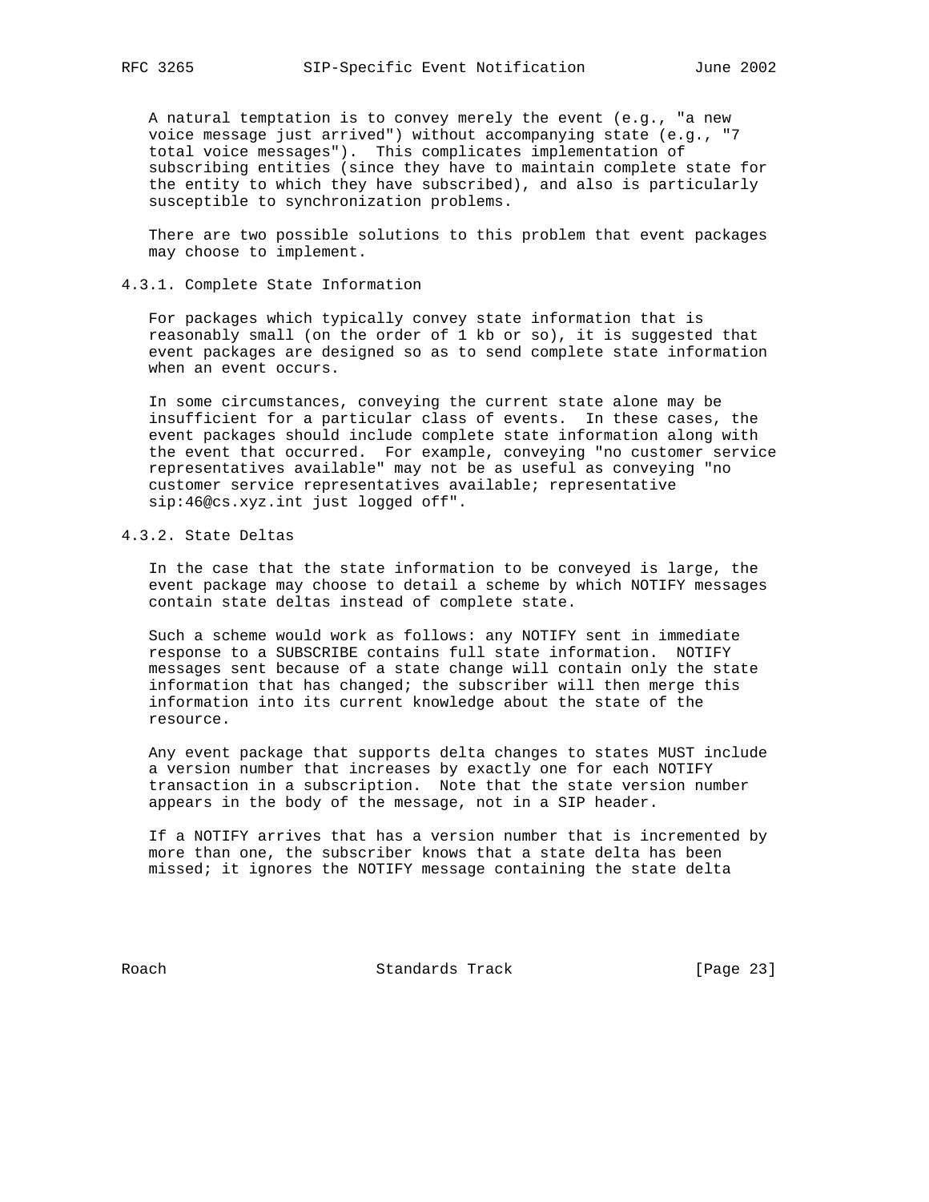A natural temptation is to convey merely the event (e.g., "a new voice message just arrived") without accompanying state (e.g., "7 total voice messages"). This complicates implementation of subscribing entities (since they have to maintain complete state for the entity to which they have subscribed), and also is particularly susceptible to synchronization problems.

There are two possible solutions to this problem that event packages may choose to implement.

### 4.3.1. Complete State Information

For packages which typically convey state information that is reasonably small (on the order of 1 kb or so), it is suggested that event packages are designed so as to send complete state information when an event occurs.

In some circumstances, conveying the current state alone may be insufficient for a particular class of events. In these cases, the event packages should include complete state information along with the event that occurred. For example, conveying "no customer service representatives available" may not be as useful as conveying "no customer service representatives available; representative sip:46@cs.xyz.int just logged off".

### 4.3.2. State Deltas

In the case that the state information to be conveyed is large, the event package may choose to detail a scheme by which NOTIFY messages contain state deltas instead of complete state.

Such a scheme would work as follows: any NOTIFY sent in immediate response to a SUBSCRIBE contains full state information. NOTIFY messages sent because of a state change will contain only the state information that has changed; the subscriber will then merge this information into its current knowledge about the state of the resource.

Any event package that supports delta changes to states MUST include a version number that increases by exactly one for each NOTIFY transaction in a subscription. Note that the state version number appears in the body of the message, not in a SIP header.

If a NOTIFY arrives that has a version number that is incremented by more than one, the subscriber knows that a state delta has been missed; it ignores the NOTIFY message containing the state delta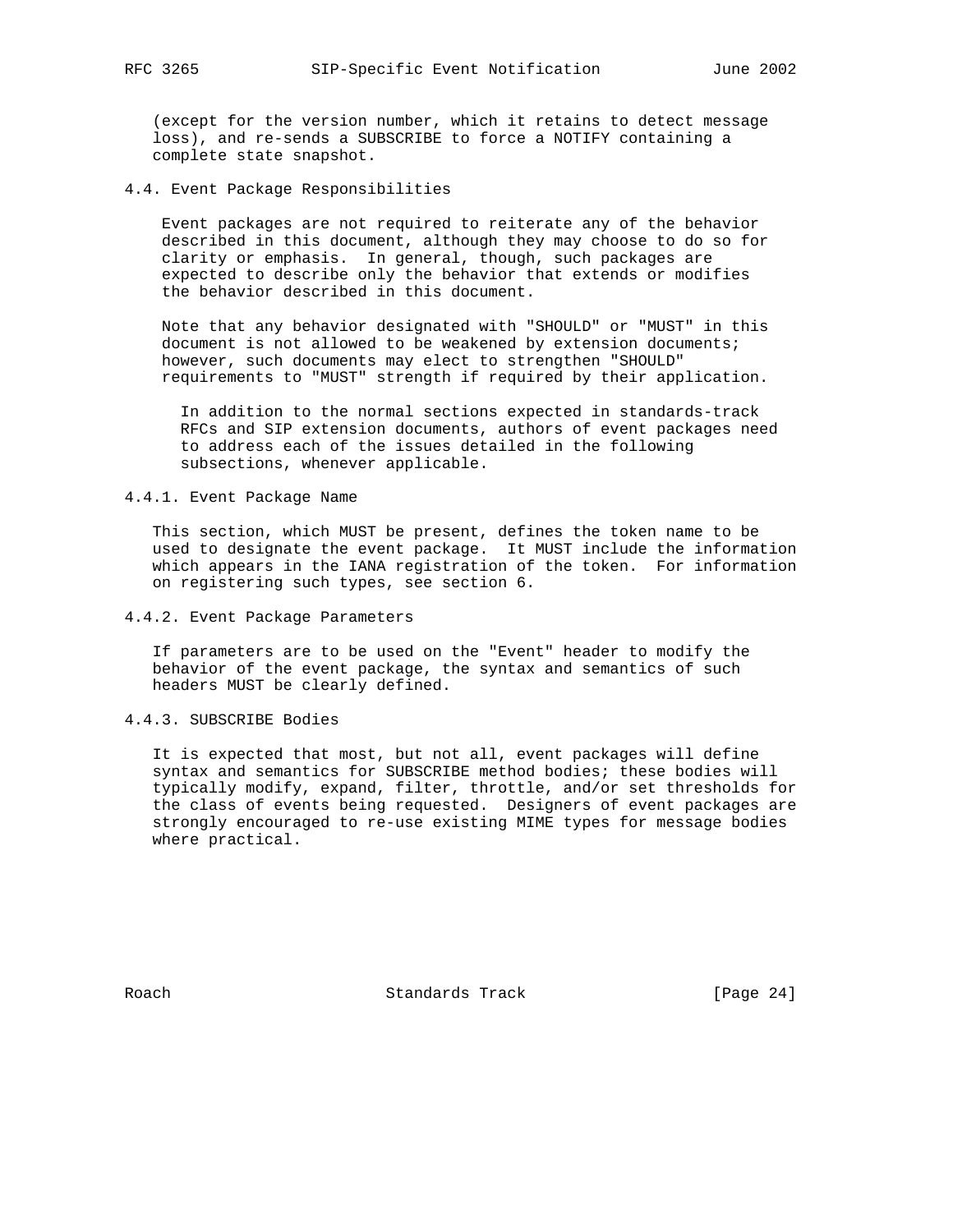(except for the version number, which it retains to detect message loss), and re-sends a SUBSCRIBE to force a NOTIFY containing a complete state snapshot.

### 4.4. Event Package Responsibilities

Event packages are not required to reiterate any of the behavior described in this document, although they may choose to do so for clarity or emphasis. In general, though, such packages are expected to describe only the behavior that extends or modifies the behavior described in this document.

Note that any behavior designated with "SHOULD" or "MUST" in this document is not allowed to be weakened by extension documents; however, such documents may elect to strengthen "SHOULD" requirements to "MUST" strength if required by their application.

In addition to the normal sections expected in standards-track RFCs and SIP extension documents, authors of event packages need to address each of the issues detailed in the following subsections, whenever applicable.

#### 4.4.1. Event Package Name

This section, which MUST be present, defines the token name to be used to designate the event package. It MUST include the information which appears in the IANA registration of the token. For information on registering such types, see section 6.

#### 4.4.2. Event Package Parameters

If parameters are to be used on the "Event" header to modify the behavior of the event package, the syntax and semantics of such headers MUST be clearly defined.

#### 4.4.3. SUBSCRIBE Bodies

It is expected that most, but not all, event packages will define syntax and semantics for SUBSCRIBE method bodies; these bodies will typically modify, expand, filter, throttle, and/or set thresholds for the class of events being requested. Designers of event packages are strongly encouraged to re-use existing MIME types for message bodies where practical.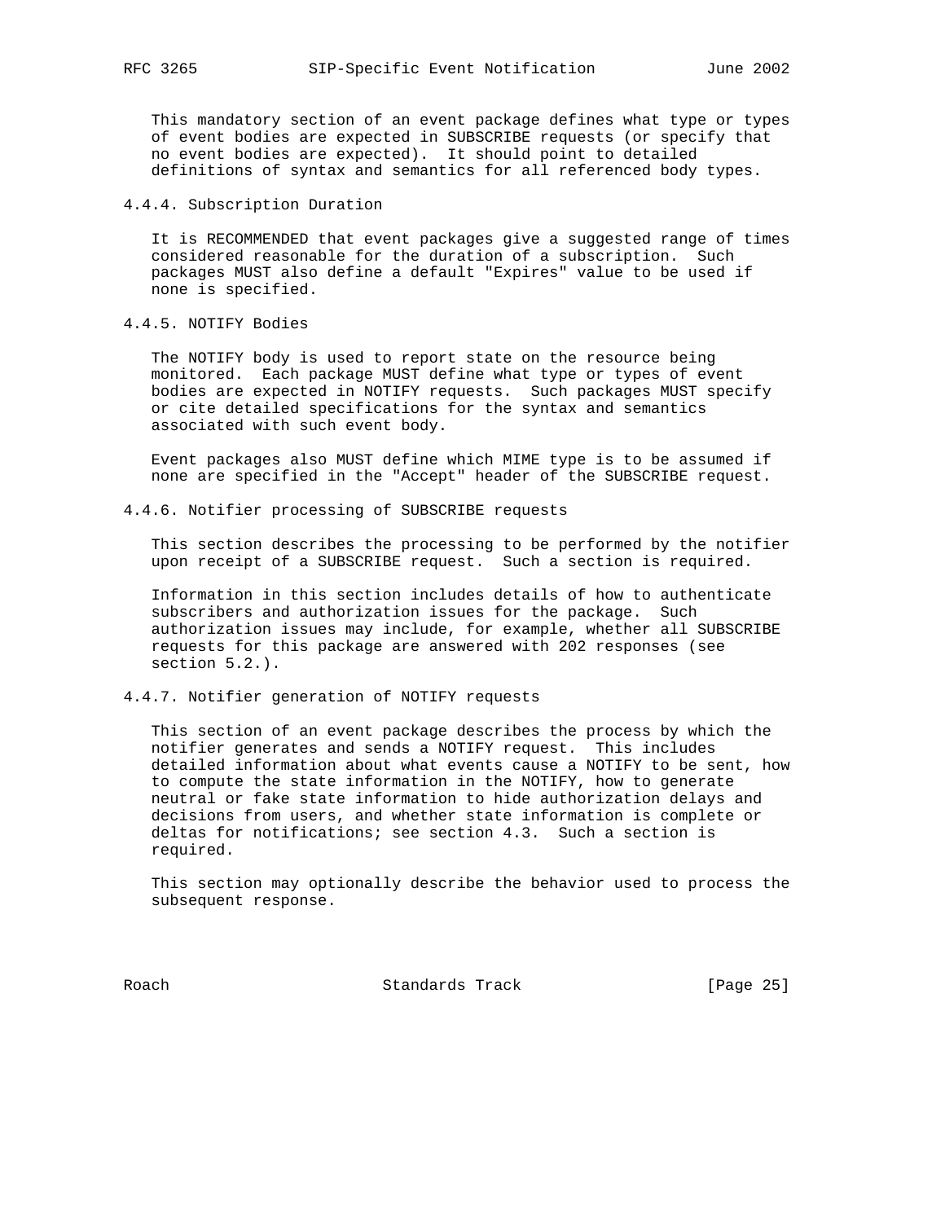This mandatory section of an event package defines what type or types of event bodies are expected in SUBSCRIBE requests (or specify that no event bodies are expected). It should point to detailed definitions of syntax and semantics for all referenced body types.

#### 4.4.4. Subscription Duration

It is RECOMMENDED that event packages give a suggested range of times considered reasonable for the duration of a subscription. Such packages MUST also define a default "Expires" value to be used if none is specified.

#### 4.4.5. NOTIFY Bodies

The NOTIFY body is used to report state on the resource being monitored. Each package MUST define what type or types of event bodies are expected in NOTIFY requests. Such packages MUST specify or cite detailed specifications for the syntax and semantics associated with such event body.

Event packages also MUST define which MIME type is to be assumed if none are specified in the "Accept" header of the SUBSCRIBE request.

#### 4.4.6. Notifier processing of SUBSCRIBE requests

This section describes the processing to be performed by the notifier upon receipt of a SUBSCRIBE request. Such a section is required.

Information in this section includes details of how to authenticate subscribers and authorization issues for the package. Such authorization issues may include, for example, whether all SUBSCRIBE requests for this package are answered with 202 responses (see section 5.2.).

#### 4.4.7. Notifier generation of NOTIFY requests

This section of an event package describes the process by which the notifier generates and sends a NOTIFY request. This includes detailed information about what events cause a NOTIFY to be sent, how to compute the state information in the NOTIFY, how to generate neutral or fake state information to hide authorization delays and decisions from users, and whether state information is complete or deltas for notifications; see section 4.3. Such a section is required.

This section may optionally describe the behavior used to process the subsequent response.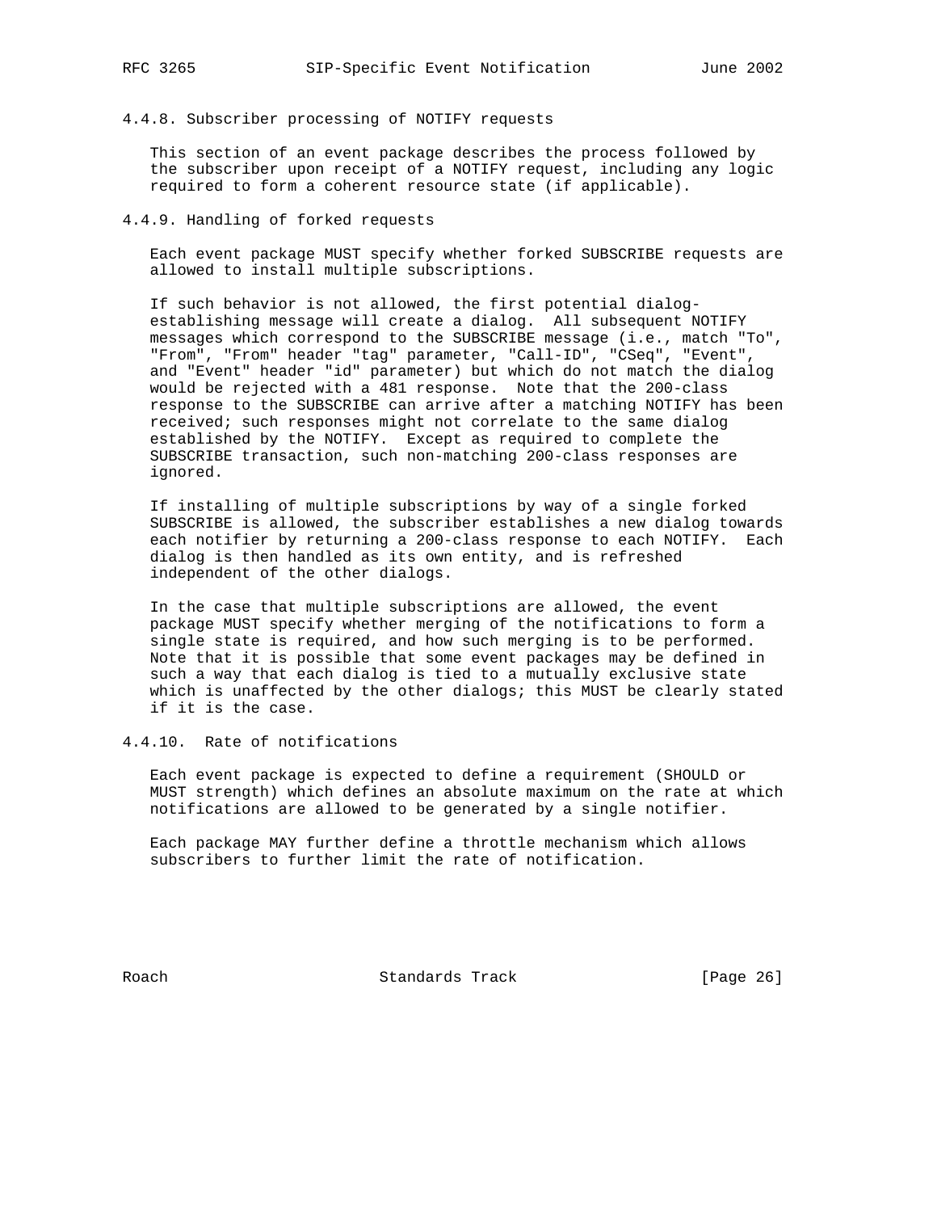#### 4.4.8. Subscriber processing of NOTIFY requests

This section of an event package describes the process followed by the subscriber upon receipt of a NOTIFY request, including any logic required to form a coherent resource state (if applicable).

#### 4.4.9. Handling of forked requests

Each event package MUST specify whether forked SUBSCRIBE requests are allowed to install multiple subscriptions.

If such behavior is not allowed, the first potential dialog-establishing message will create a dialog. All subsequent NOTIFY messages which correspond to the SUBSCRIBE message (i.e., match "To", "From", "From" header "tag" parameter, "Call-ID", "CSeq", "Event", and "Event" header "id" parameter) but which do not match the dialog would be rejected with a 481 response. Note that the 200-class response to the SUBSCRIBE can arrive after a matching NOTIFY has been received; such responses might not correlate to the same dialog established by the NOTIFY. Except as required to complete the SUBSCRIBE transaction, such non-matching 200-class responses are ignored.

If installing of multiple subscriptions by way of a single forked SUBSCRIBE is allowed, the subscriber establishes a new dialog towards each notifier by returning a 200-class response to each NOTIFY. Each dialog is then handled as its own entity, and is refreshed independent of the other dialogs.

In the case that multiple subscriptions are allowed, the event package MUST specify whether merging of the notifications to form a single state is required, and how such merging is to be performed. Note that it is possible that some event packages may be defined in such a way that each dialog is tied to a mutually exclusive state which is unaffected by the other dialogs; this MUST be clearly stated if it is the case.

#### 4.4.10. Rate of notifications

Each event package is expected to define a requirement (SHOULD or MUST strength) which defines an absolute maximum on the rate at which notifications are allowed to be generated by a single notifier.

Each package MAY further define a throttle mechanism which allows subscribers to further limit the rate of notification.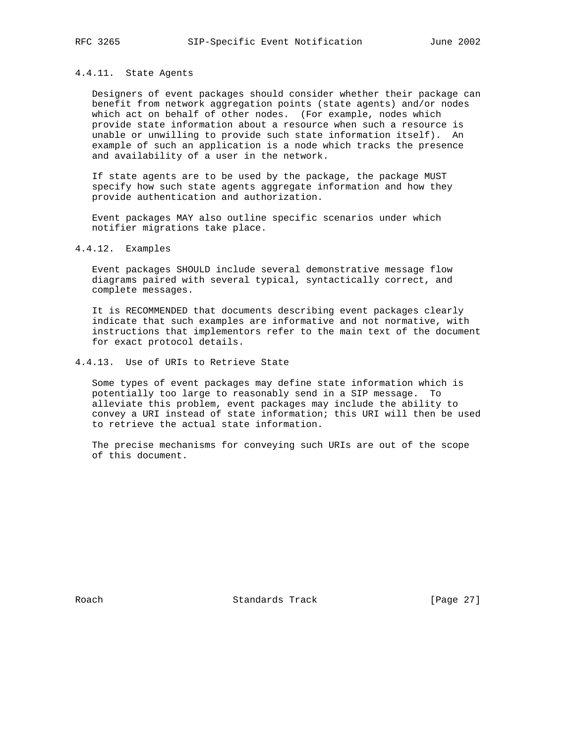#### 4.4.11. State Agents

Designers of event packages should consider whether their package can benefit from network aggregation points (state agents) and/or nodes which act on behalf of other nodes. (For example, nodes which provide state information about a resource when such a resource is unable or unwilling to provide such state information itself). An example of such an application is a node which tracks the presence and availability of a user in the network.

If state agents are to be used by the package, the package MUST specify how such state agents aggregate information and how they provide authentication and authorization.

Event packages MAY also outline specific scenarios under which notifier migrations take place.

#### 4.4.12. Examples

Event packages SHOULD include several demonstrative message flow diagrams paired with several typical, syntactically correct, and complete messages.

It is RECOMMENDED that documents describing event packages clearly indicate that such examples are informative and not normative, with instructions that implementors refer to the main text of the document for exact protocol details.

#### 4.4.13. Use of URIs to Retrieve State

Some types of event packages may define state information which is potentially too large to reasonably send in a SIP message. To alleviate this problem, event packages may include the ability to convey a URI instead of state information; this URI will then be used to retrieve the actual state information.

The precise mechanisms for conveying such URIs are out of the scope of this document.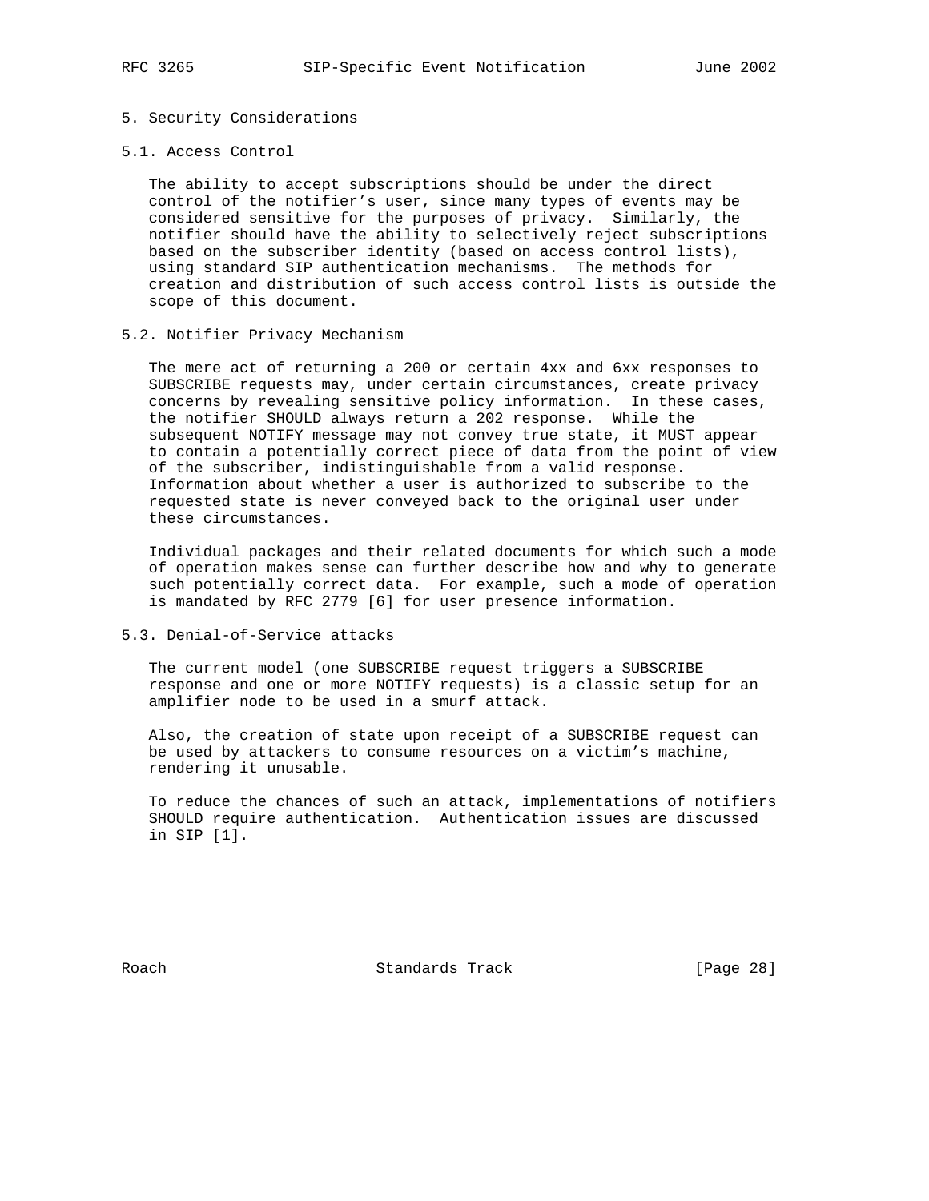## 5. Security Considerations

### 5.1. Access Control

The ability to accept subscriptions should be under the direct control of the notifier's user, since many types of events may be considered sensitive for the purposes of privacy. Similarly, the notifier should have the ability to selectively reject subscriptions based on the subscriber identity (based on access control lists), using standard SIP authentication mechanisms. The methods for creation and distribution of such access control lists is outside the scope of this document.

### 5.2. Notifier Privacy Mechanism

The mere act of returning a 200 or certain 4xx and 6xx responses to SUBSCRIBE requests may, under certain circumstances, create privacy concerns by revealing sensitive policy information. In these cases, the notifier SHOULD always return a 202 response. While the subsequent NOTIFY message may not convey true state, it MUST appear to contain a potentially correct piece of data from the point of view of the subscriber, indistinguishable from a valid response. Information about whether a user is authorized to subscribe to the requested state is never conveyed back to the original user under these circumstances.

Individual packages and their related documents for which such a mode of operation makes sense can further describe how and why to generate such potentially correct data. For example, such a mode of operation is mandated by RFC 2779 [6] for user presence information.

### 5.3. Denial-of-Service attacks

The current model (one SUBSCRIBE request triggers a SUBSCRIBE response and one or more NOTIFY requests) is a classic setup for an amplifier node to be used in a smurf attack.

Also, the creation of state upon receipt of a SUBSCRIBE request can be used by attackers to consume resources on a victim's machine, rendering it unusable.

To reduce the chances of such an attack, implementations of notifiers SHOULD require authentication. Authentication issues are discussed in SIP [1].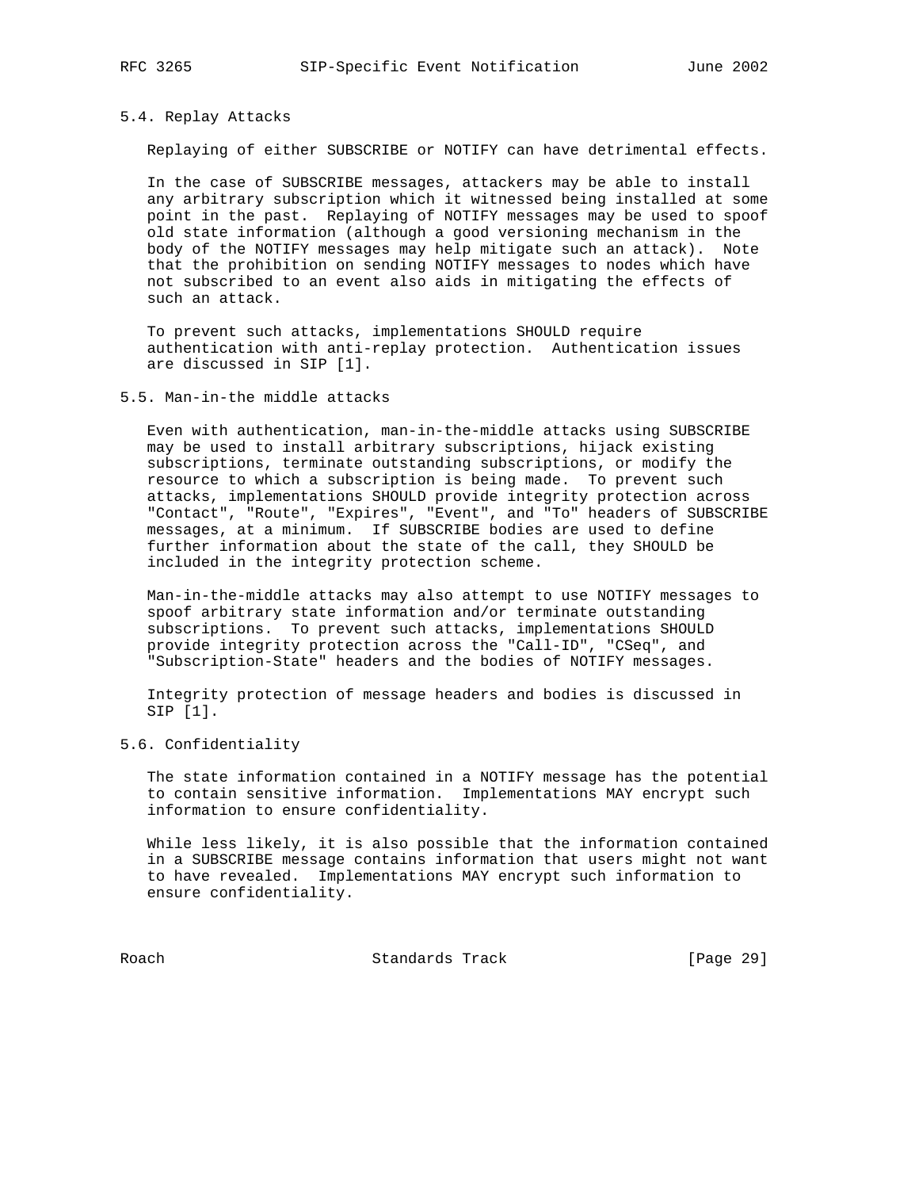### 5.4. Replay Attacks

Replaying of either SUBSCRIBE or NOTIFY can have detrimental effects.

In the case of SUBSCRIBE messages, attackers may be able to install any arbitrary subscription which it witnessed being installed at some point in the past. Replaying of NOTIFY messages may be used to spoof old state information (although a good versioning mechanism in the body of the NOTIFY messages may help mitigate such an attack). Note that the prohibition on sending NOTIFY messages to nodes which have not subscribed to an event also aids in mitigating the effects of such an attack.

To prevent such attacks, implementations SHOULD require authentication with anti-replay protection. Authentication issues are discussed in SIP [1].

### 5.5. Man-in-the middle attacks

Even with authentication, man-in-the-middle attacks using SUBSCRIBE may be used to install arbitrary subscriptions, hijack existing subscriptions, terminate outstanding subscriptions, or modify the resource to which a subscription is being made. To prevent such attacks, implementations SHOULD provide integrity protection across "Contact", "Route", "Expires", "Event", and "To" headers of SUBSCRIBE messages, at a minimum. If SUBSCRIBE bodies are used to define further information about the state of the call, they SHOULD be included in the integrity protection scheme.

Man-in-the-middle attacks may also attempt to use NOTIFY messages to spoof arbitrary state information and/or terminate outstanding subscriptions. To prevent such attacks, implementations SHOULD provide integrity protection across the "Call-ID", "CSeq", and "Subscription-State" headers and the bodies of NOTIFY messages.

Integrity protection of message headers and bodies is discussed in SIP [1].

### 5.6. Confidentiality

The state information contained in a NOTIFY message has the potential to contain sensitive information. Implementations MAY encrypt such information to ensure confidentiality.

While less likely, it is also possible that the information contained in a SUBSCRIBE message contains information that users might not want to have revealed. Implementations MAY encrypt such information to ensure confidentiality.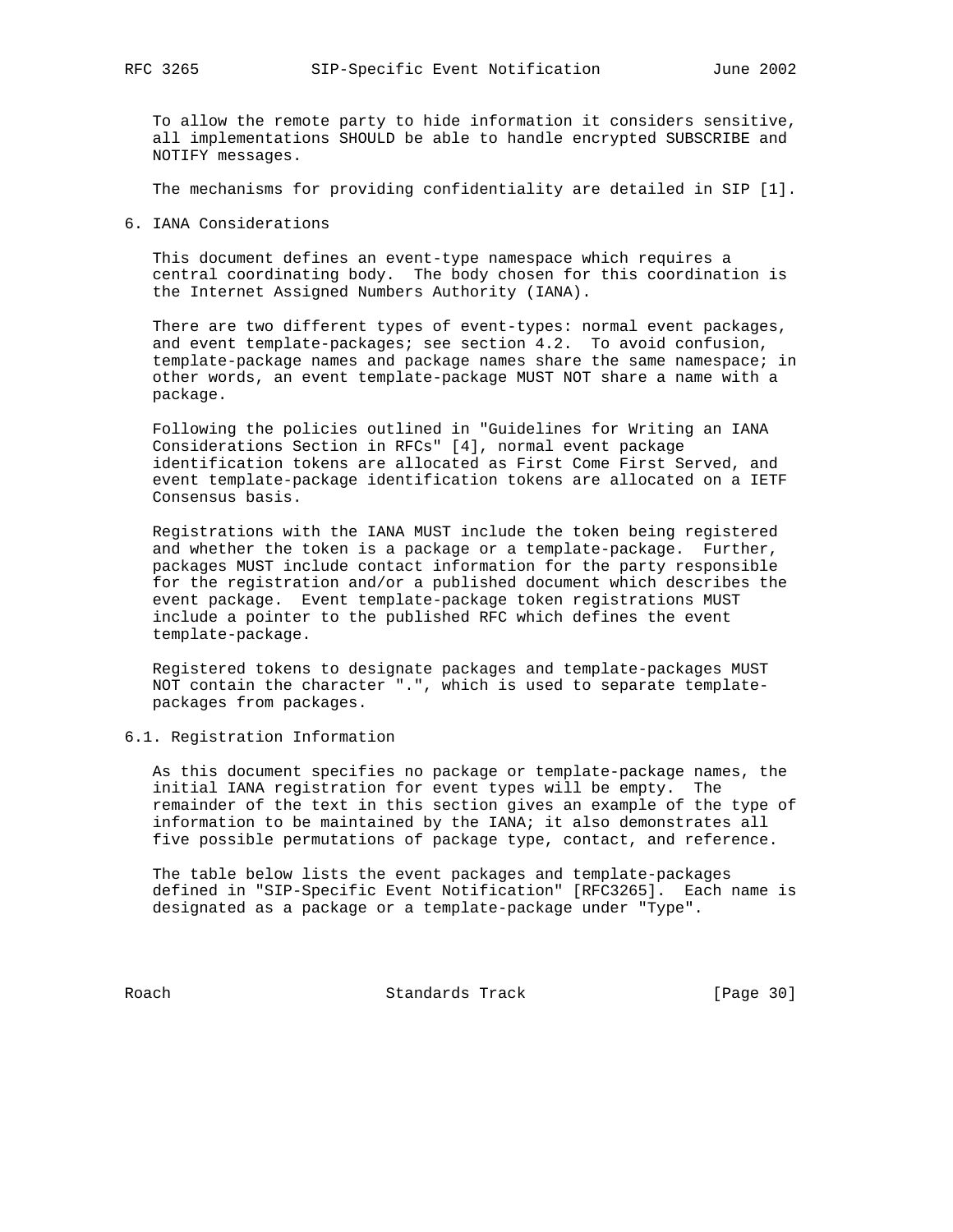To allow the remote party to hide information it considers sensitive, all implementations SHOULD be able to handle encrypted SUBSCRIBE and NOTIFY messages.

The mechanisms for providing confidentiality are detailed in SIP [1].

## 6. IANA Considerations

This document defines an event-type namespace which requires a central coordinating body. The body chosen for this coordination is the Internet Assigned Numbers Authority (IANA).

There are two different types of event-types: normal event packages, and event template-packages; see section 4.2. To avoid confusion, template-package names and package names share the same namespace; in other words, an event template-package MUST NOT share a name with a package.

Following the policies outlined in "Guidelines for Writing an IANA Considerations Section in RFCs" [4], normal event package identification tokens are allocated as First Come First Served, and event template-package identification tokens are allocated on a IETF Consensus basis.

Registrations with the IANA MUST include the token being registered and whether the token is a package or a template-package. Further, packages MUST include contact information for the party responsible for the registration and/or a published document which describes the event package. Event template-package token registrations MUST include a pointer to the published RFC which defines the event template-package.

Registered tokens to designate packages and template-packages MUST NOT contain the character ".", which is used to separate template-packages from packages.

### 6.1. Registration Information

As this document specifies no package or template-package names, the initial IANA registration for event types will be empty. The remainder of the text in this section gives an example of the type of information to be maintained by the IANA; it also demonstrates all five possible permutations of package type, contact, and reference.

The table below lists the event packages and template-packages defined in "SIP-Specific Event Notification" [RFC3265]. Each name is designated as a package or a template-package under "Type".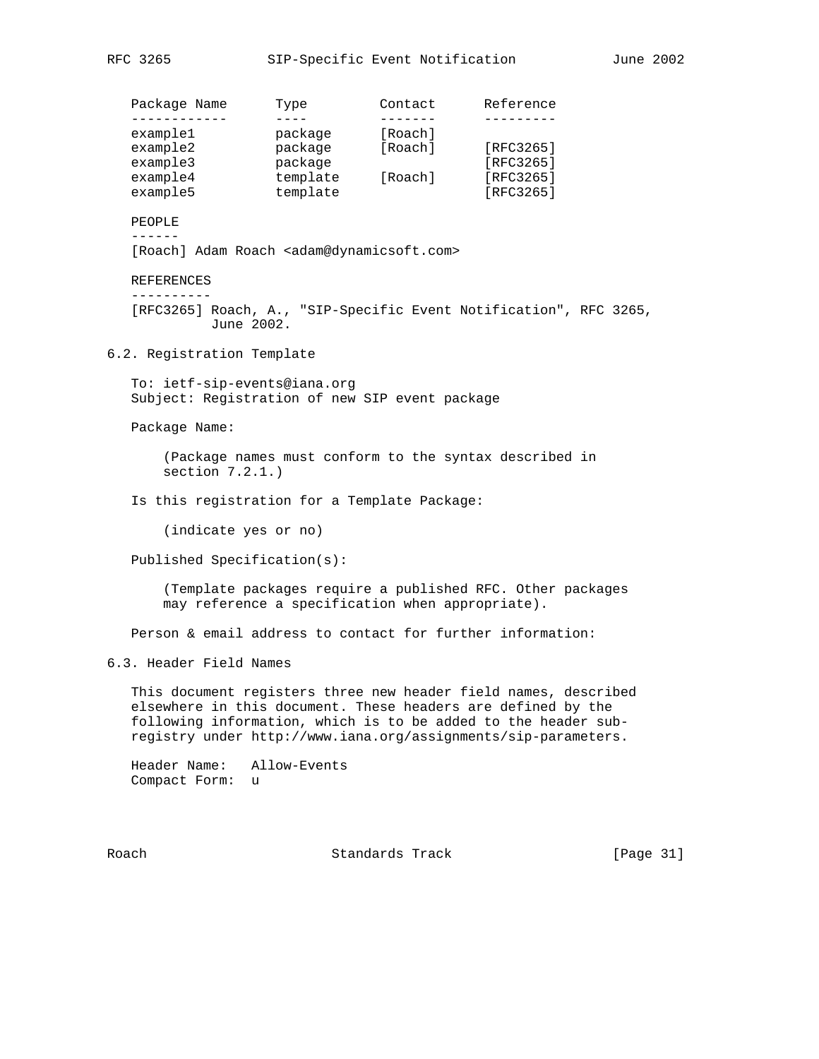| Package Name | Type | Contact | Reference |
| --- | --- | --- | --- |
| example1 | package | [Roach] | |
| example2 | package | [Roach] | [RFC3265] |
| example3 | package | | [RFC3265] |
| example4 | template | [Roach] | [RFC3265] |
| example5 | template | | [RFC3265] |

PEOPLE

[Roach] Adam Roach <adam@dynamicsoft.com>

REFERENCES

[RFC3265] Roach, A., "SIP-Specific Event Notification", RFC 3265, June 2002.

## 6.2. Registration Template

To: ietf-sip-events@iana.org
Subject: Registration of new SIP event package

Package Name:

(Package names must conform to the syntax described in section 7.2.1.)

Is this registration for a Template Package:

(indicate yes or no)

Published Specification(s):

(Template packages require a published RFC. Other packages may reference a specification when appropriate).

Person & email address to contact for further information:

## 6.3. Header Field Names

This document registers three new header field names, described elsewhere in this document. These headers are defined by the following information, which is to be added to the header sub-registry under http://www.iana.org/assignments/sip-parameters.

Header Name: Allow-Events
Compact Form: u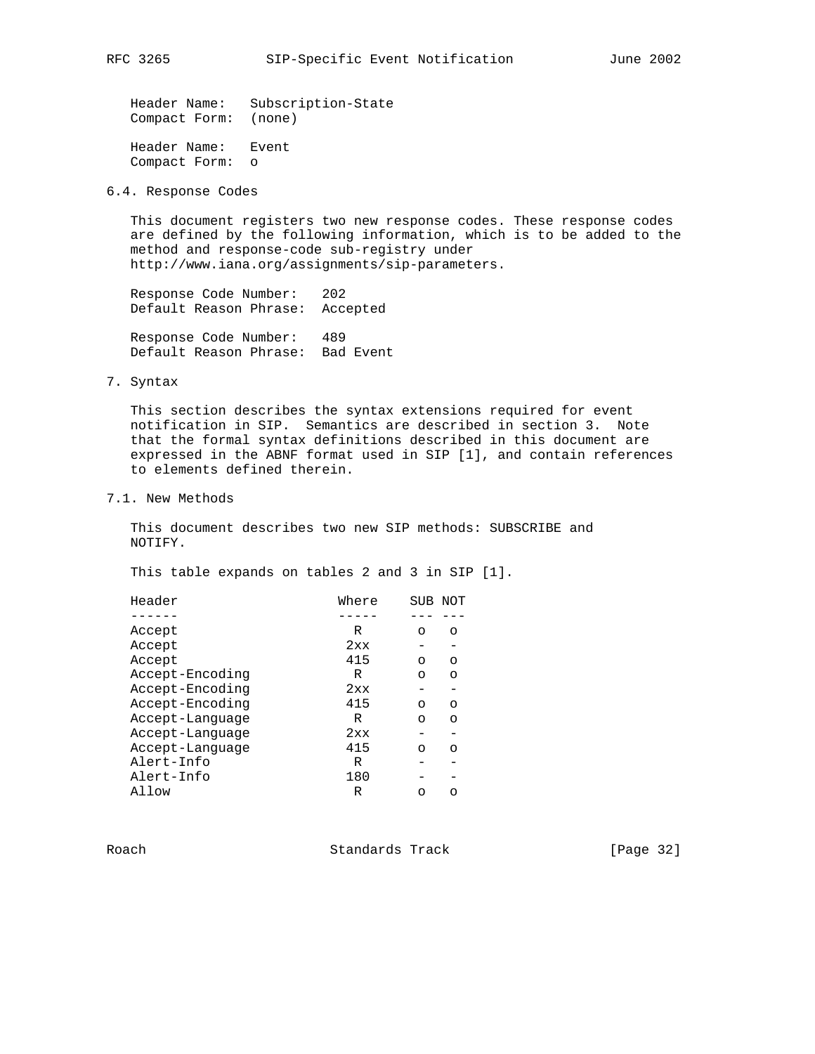Header Name: Subscription-State
Compact Form: (none)

Header Name: Event
Compact Form: o

## 6.4. Response Codes

This document registers two new response codes. These response codes are defined by the following information, which is to be added to the method and response-code sub-registry under http://www.iana.org/assignments/sip-parameters.

Response Code Number: 202
Default Reason Phrase: Accepted

Response Code Number: 489
Default Reason Phrase: Bad Event

# 7. Syntax

This section describes the syntax extensions required for event notification in SIP. Semantics are described in section 3. Note that the formal syntax definitions described in this document are expressed in the ABNF format used in SIP [1], and contain references to elements defined therein.

## 7.1. New Methods

This document describes two new SIP methods: SUBSCRIBE and NOTIFY.

This table expands on tables 2 and 3 in SIP [1].

| Header | Where | SUB | NOT |
|---|---|---|---|
| Accept | R | o | o |
| Accept | 2xx | - | - |
| Accept | 415 | o | o |
| Accept-Encoding | R | o | o |
| Accept-Encoding | 2xx | - | - |
| Accept-Encoding | 415 | o | o |
| Accept-Language | R | o | o |
| Accept-Language | 2xx | - | - |
| Accept-Language | 415 | o | o |
| Alert-Info | R | - | - |
| Alert-Info | 180 | - | - |
| Allow | R | o | o |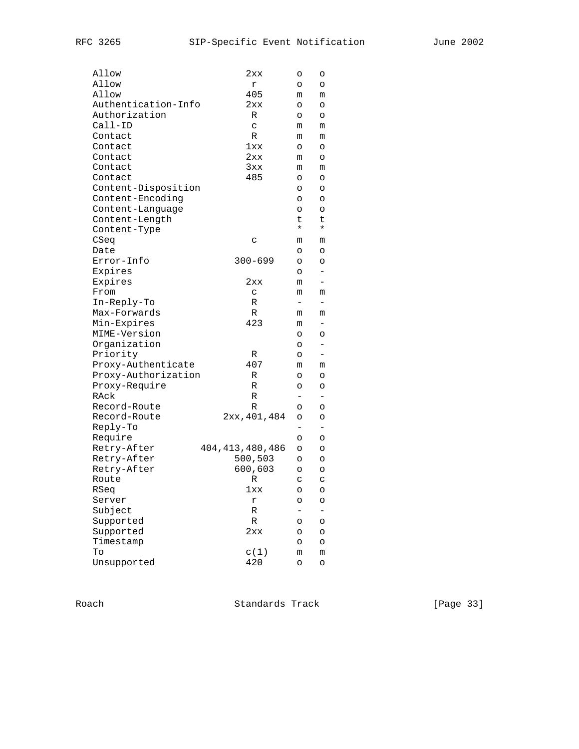```
      Allow                      2xx      o   o
      Allow                       r       o   o
      Allow                      405      m   m
      Authentication-Info        2xx      o   o
      Authorization               R       o   o
      Call-ID                     c       m   m
      Contact                     R       m   m
      Contact                    1xx      o   o
      Contact                    2xx      m   o
      Contact                    3xx      m   m
      Contact                    485      o   o
      Content-Disposition                 o   o
      Content-Encoding                    o   o
      Content-Language                    o   o
      Content-Length                      t   t
      Content-Type                        *   *
      CSeq                        c       m   m
      Date                                o   o
      Error-Info               300-699    o   o
      Expires                             o   -
      Expires                    2xx      m   -
      From                        c       m   m
      In-Reply-To                 R       -   -
      Max-Forwards                R       m   m
      Min-Expires                423      m   -
      MIME-Version                        o   o
      Organization                        o   -
      Priority                    R       o   -
      Proxy-Authenticate         407      m   m
      Proxy-Authorization         R       o   o
      Proxy-Require               R       o   o
      RAck                        R       -   -
      Record-Route                R       o   o
      Record-Route           2xx,401,484  o   o
      Reply-To                            -   -
      Require                             o   o
      Retry-After        404,413,480,486  o   o
      Retry-After              500,503    o   o
      Retry-After              600,603    o   o
      Route                       R       c   c
      RSeq                       1xx      o   o
      Server                      r       o   o
      Subject                     R       -   -
      Supported                   R       o   o
      Supported                  2xx      o   o
      Timestamp                           o   o
      To                         c(1)     m   m
      Unsupported                420      o   o
```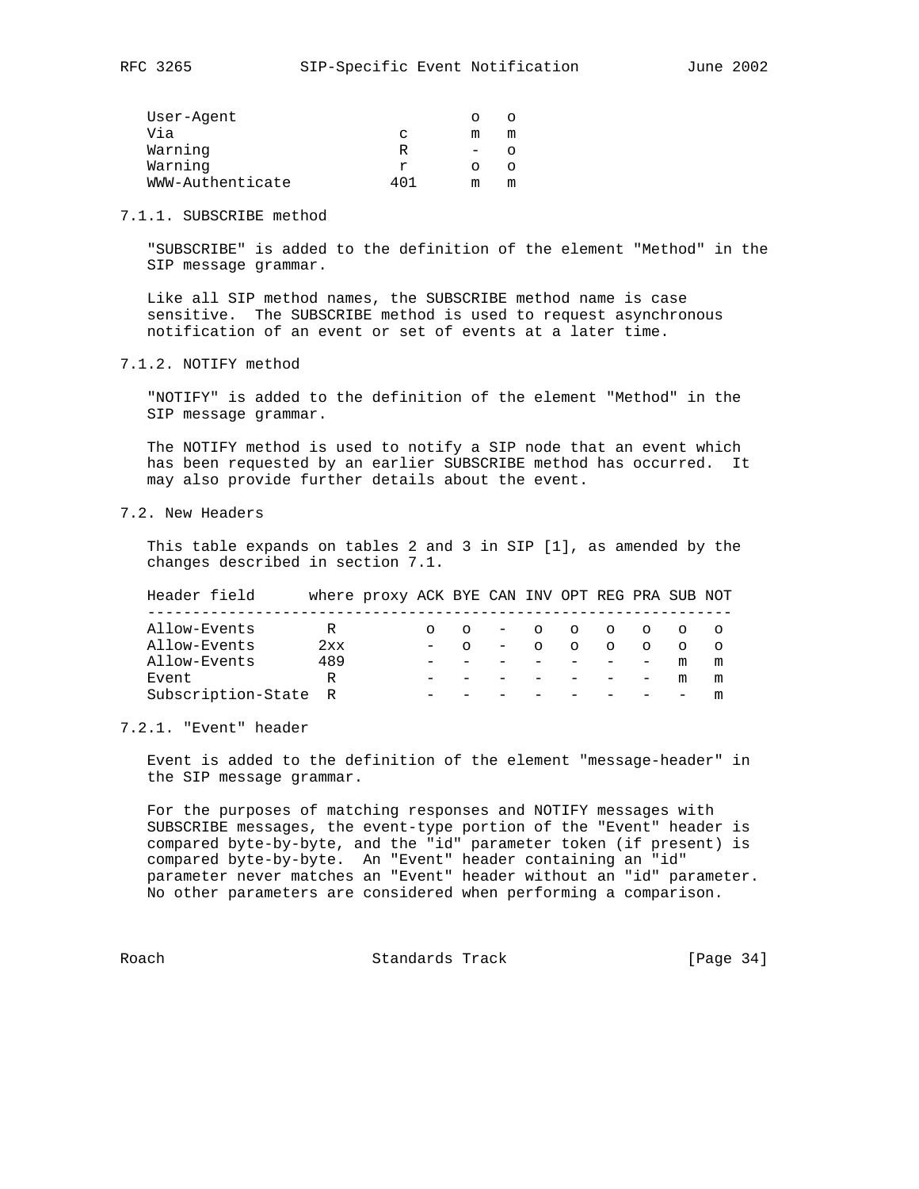| Header field | where | proxy | ACK | BYE | CAN | INV | OPT | REG | PRA | SUB | NOT |
|---|---|---|---|---|---|---|---|---|---|---|---|
| User-Agent | | | | | | | | | | o | o |
| Via | | c | | | | | | | | m | m |
| Warning | R | | | | | | | | | - | o |
| Warning | r | | | | | | | | | o | o |
| WWW-Authenticate | 401 | | | | | | | | | m | m |

### 7.1.1. SUBSCRIBE method

"SUBSCRIBE" is added to the definition of the element "Method" in the SIP message grammar.

Like all SIP method names, the SUBSCRIBE method name is case sensitive. The SUBSCRIBE method is used to request asynchronous notification of an event or set of events at a later time.

### 7.1.2. NOTIFY method

"NOTIFY" is added to the definition of the element "Method" in the SIP message grammar.

The NOTIFY method is used to notify a SIP node that an event which has been requested by an earlier SUBSCRIBE method has occurred. It may also provide further details about the event.

## 7.2. New Headers

This table expands on tables 2 and 3 in SIP [1], as amended by the changes described in section 7.1.

| Header field | where | proxy | ACK | BYE | CAN | INV | OPT | REG | PRA | SUB | NOT |
|---|---|---|---|---|---|---|---|---|---|---|---|
| Allow-Events | R | | o | o | - | o | o | o | o | o | o |
| Allow-Events | 2xx | | - | o | - | o | o | o | o | o | o |
| Allow-Events | 489 | | - | - | - | - | - | - | - | m | m |
| Event | R | | - | - | - | - | - | - | - | m | m |
| Subscription-State | R | | - | - | - | - | - | - | - | - | m |

### 7.2.1. "Event" header

Event is added to the definition of the element "message-header" in the SIP message grammar.

For the purposes of matching responses and NOTIFY messages with SUBSCRIBE messages, the event-type portion of the "Event" header is compared byte-by-byte, and the "id" parameter token (if present) is compared byte-by-byte. An "Event" header containing an "id" parameter never matches an "Event" header without an "id" parameter. No other parameters are considered when performing a comparison.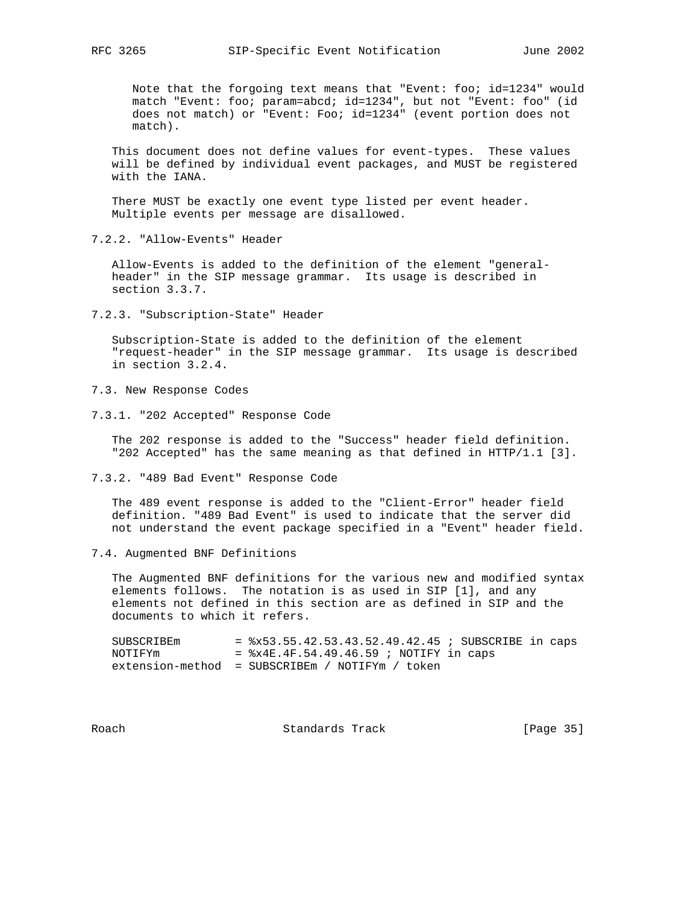Note that the forgoing text means that "Event: foo; id=1234" would match "Event: foo; param=abcd; id=1234", but not "Event: foo" (id does not match) or "Event: Foo; id=1234" (event portion does not match).

This document does not define values for event-types. These values will be defined by individual event packages, and MUST be registered with the IANA.

There MUST be exactly one event type listed per event header. Multiple events per message are disallowed.

### 7.2.2. "Allow-Events" Header

Allow-Events is added to the definition of the element "general-header" in the SIP message grammar. Its usage is described in section 3.3.7.

### 7.2.3. "Subscription-State" Header

Subscription-State is added to the definition of the element "request-header" in the SIP message grammar. Its usage is described in section 3.2.4.

## 7.3. New Response Codes

### 7.3.1. "202 Accepted" Response Code

The 202 response is added to the "Success" header field definition. "202 Accepted" has the same meaning as that defined in HTTP/1.1 [3].

### 7.3.2. "489 Bad Event" Response Code

The 489 event response is added to the "Client-Error" header field definition. "489 Bad Event" is used to indicate that the server did not understand the event package specified in a "Event" header field.

## 7.4. Augmented BNF Definitions

The Augmented BNF definitions for the various new and modified syntax elements follows. The notation is as used in SIP [1], and any elements not defined in this section are as defined in SIP and the documents to which it refers.

```
SUBSCRIBEm        = %x53.55.42.53.43.52.49.42.45 ; SUBSCRIBE in caps
NOTIFYm           = %x4E.4F.54.49.46.59 ; NOTIFY in caps
extension-method  = SUBSCRIBEm / NOTIFYm / token
```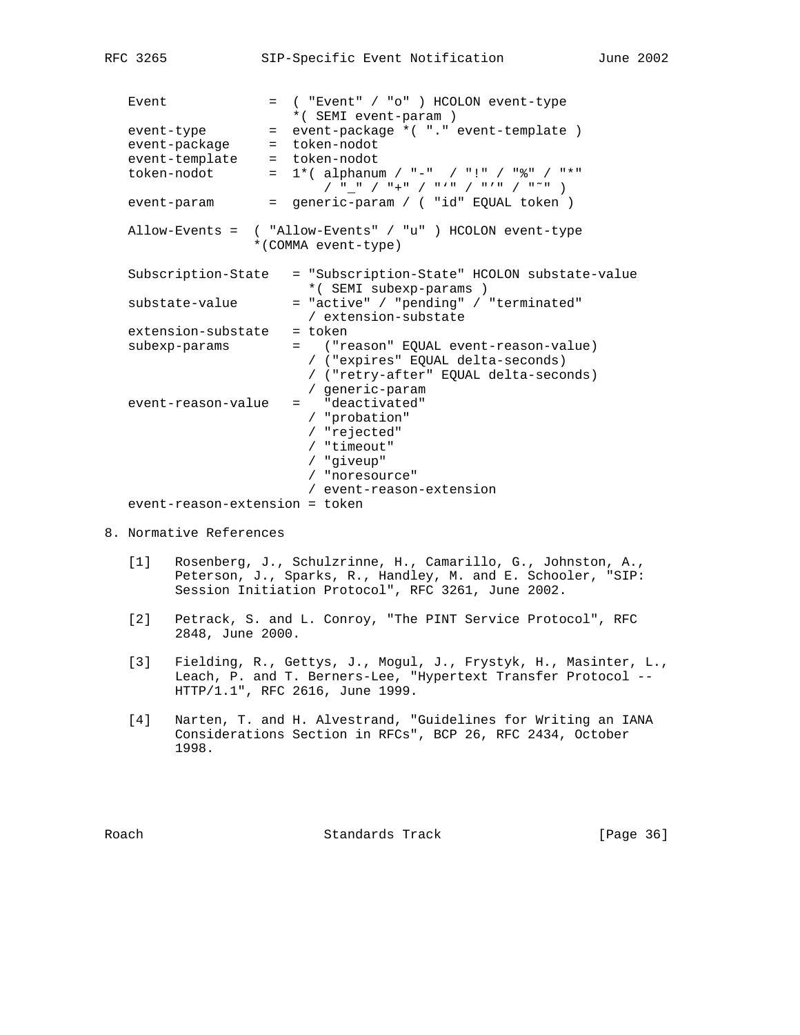```
   Event             =  ( "Event" / "o" ) HCOLON event-type
                        *( SEMI event-param )
   event-type        =  event-package *( "." event-template )
   event-package     =  token-nodot
   event-template    =  token-nodot
   token-nodot       =  1*( alphanum / "-"  / "!" / "%" / "*"
                            / "_" / "+" / "`" / "'" / "~" )
   event-param       =  generic-param / ( "id" EQUAL token )

   Allow-Events =  ( "Allow-Events" / "u" ) HCOLON event-type
                   *(COMMA event-type)

   Subscription-State   = "Subscription-State" HCOLON substate-value
                          *( SEMI subexp-params )
   substate-value       = "active" / "pending" / "terminated"
                          / extension-substate
   extension-substate   = token
   subexp-params        =   ("reason" EQUAL event-reason-value)
                          / ("expires" EQUAL delta-seconds)
                          / ("retry-after" EQUAL delta-seconds)
                          / generic-param
   event-reason-value   =   "deactivated"
                          / "probation"
                          / "rejected"
                          / "timeout"
                          / "giveup"
                          / "noresource"
                          / event-reason-extension
   event-reason-extension = token
```

## 8. Normative References

[1] Rosenberg, J., Schulzrinne, H., Camarillo, G., Johnston, A., Peterson, J., Sparks, R., Handley, M. and E. Schooler, "SIP: Session Initiation Protocol", RFC 3261, June 2002.

[2] Petrack, S. and L. Conroy, "The PINT Service Protocol", RFC 2848, June 2000.

[3] Fielding, R., Gettys, J., Mogul, J., Frystyk, H., Masinter, L., Leach, P. and T. Berners-Lee, "Hypertext Transfer Protocol -- HTTP/1.1", RFC 2616, June 1999.

[4] Narten, T. and H. Alvestrand, "Guidelines for Writing an IANA Considerations Section in RFCs", BCP 26, RFC 2434, October 1998.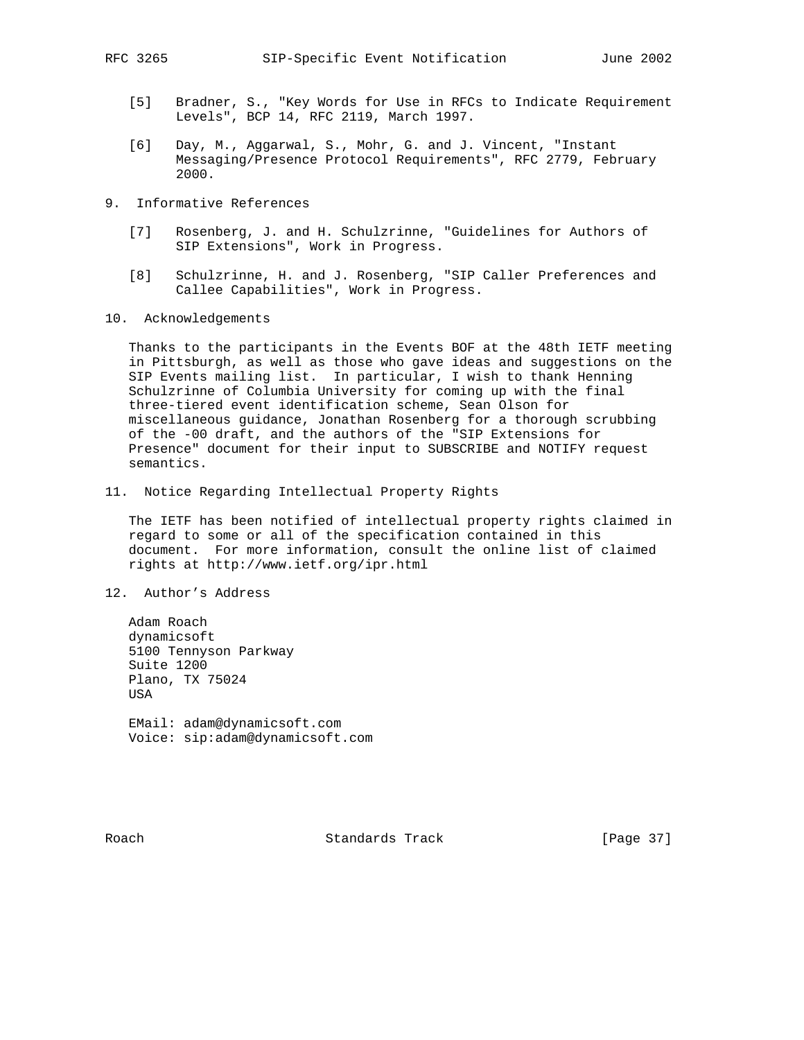[5] Bradner, S., "Key Words for Use in RFCs to Indicate Requirement Levels", BCP 14, RFC 2119, March 1997.

[6] Day, M., Aggarwal, S., Mohr, G. and J. Vincent, "Instant Messaging/Presence Protocol Requirements", RFC 2779, February 2000.

## 9. Informative References

[7] Rosenberg, J. and H. Schulzrinne, "Guidelines for Authors of SIP Extensions", Work in Progress.

[8] Schulzrinne, H. and J. Rosenberg, "SIP Caller Preferences and Callee Capabilities", Work in Progress.

## 10. Acknowledgements

Thanks to the participants in the Events BOF at the 48th IETF meeting in Pittsburgh, as well as those who gave ideas and suggestions on the SIP Events mailing list. In particular, I wish to thank Henning Schulzrinne of Columbia University for coming up with the final three-tiered event identification scheme, Sean Olson for miscellaneous guidance, Jonathan Rosenberg for a thorough scrubbing of the -00 draft, and the authors of the "SIP Extensions for Presence" document for their input to SUBSCRIBE and NOTIFY request semantics.

## 11. Notice Regarding Intellectual Property Rights

The IETF has been notified of intellectual property rights claimed in regard to some or all of the specification contained in this document. For more information, consult the online list of claimed rights at http://www.ietf.org/ipr.html

## 12. Author's Address

Adam Roach
dynamicsoft
5100 Tennyson Parkway
Suite 1200
Plano, TX 75024
USA

EMail: adam@dynamicsoft.com
Voice: sip:adam@dynamicsoft.com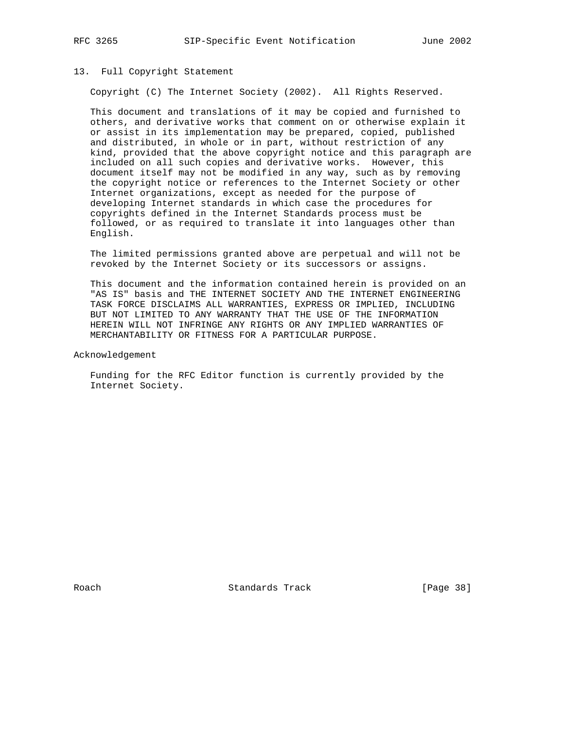## 13. Full Copyright Statement

Copyright (C) The Internet Society (2002). All Rights Reserved.

This document and translations of it may be copied and furnished to others, and derivative works that comment on or otherwise explain it or assist in its implementation may be prepared, copied, published and distributed, in whole or in part, without restriction of any kind, provided that the above copyright notice and this paragraph are included on all such copies and derivative works. However, this document itself may not be modified in any way, such as by removing the copyright notice or references to the Internet Society or other Internet organizations, except as needed for the purpose of developing Internet standards in which case the procedures for copyrights defined in the Internet Standards process must be followed, or as required to translate it into languages other than English.

The limited permissions granted above are perpetual and will not be revoked by the Internet Society or its successors or assigns.

This document and the information contained herein is provided on an "AS IS" basis and THE INTERNET SOCIETY AND THE INTERNET ENGINEERING TASK FORCE DISCLAIMS ALL WARRANTIES, EXPRESS OR IMPLIED, INCLUDING BUT NOT LIMITED TO ANY WARRANTY THAT THE USE OF THE INFORMATION HEREIN WILL NOT INFRINGE ANY RIGHTS OR ANY IMPLIED WARRANTIES OF MERCHANTABILITY OR FITNESS FOR A PARTICULAR PURPOSE.

## Acknowledgement

Funding for the RFC Editor function is currently provided by the Internet Society.